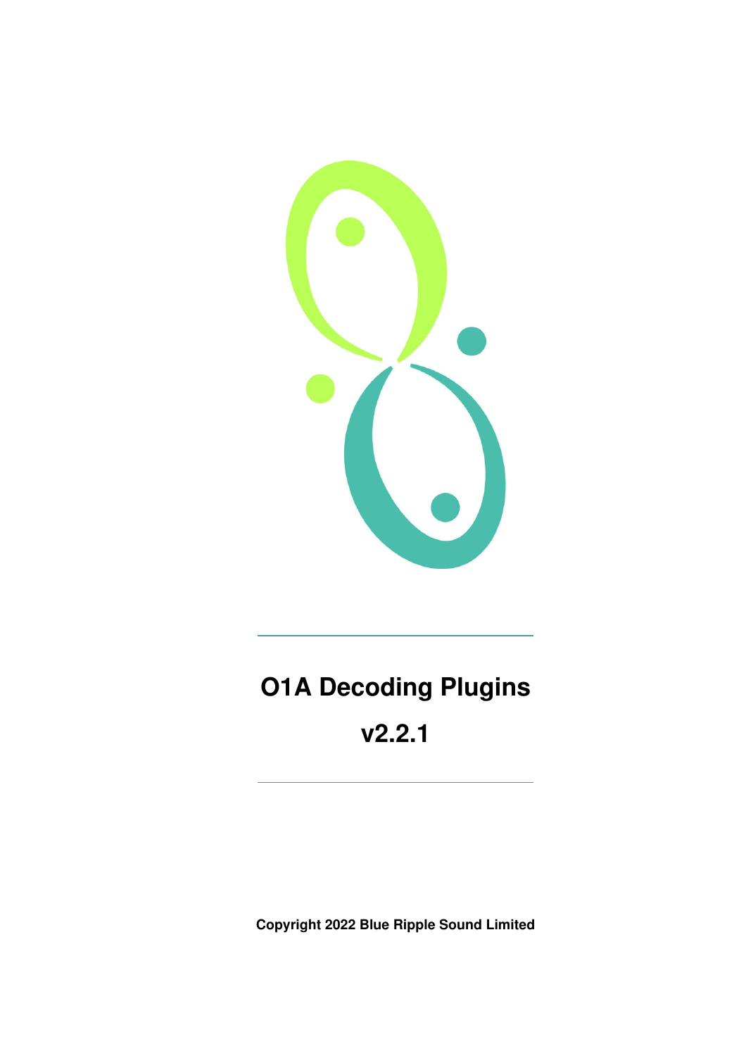# O1A Decoding Plugins

## v2.2.1

**Copyright 2022 Blue Ripple Sound Limited**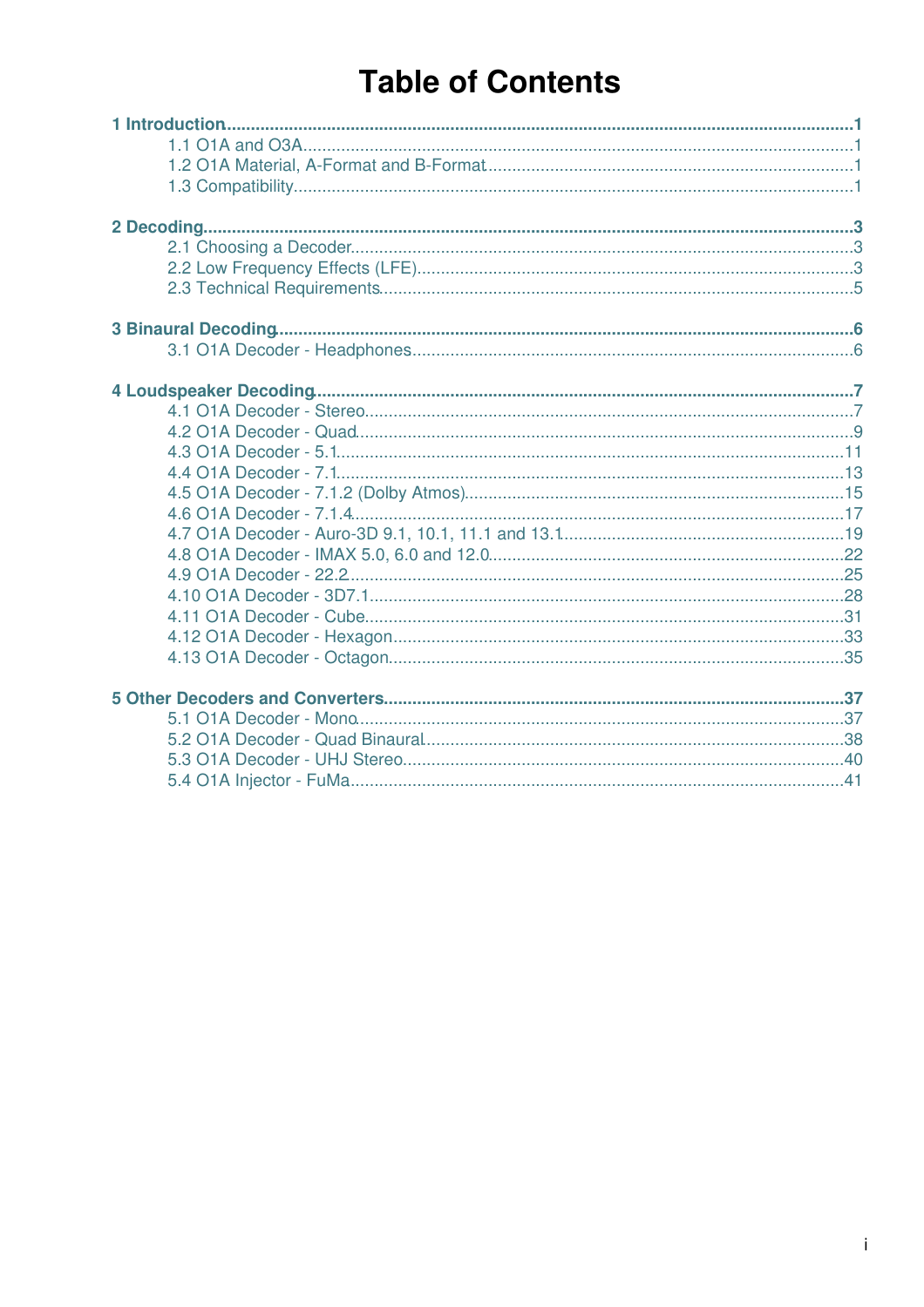# Table of Contents

**1 Introduction** ..... 1
- 1.1 O1A and O3A ..... 1
- 1.2 O1A Material, A-Format and B-Format ..... 1
- 1.3 Compatibility ..... 1

**2 Decoding** ..... 3
- 2.1 Choosing a Decoder ..... 3
- 2.2 Low Frequency Effects (LFE) ..... 3
- 2.3 Technical Requirements ..... 5

**3 Binaural Decoding** ..... 6
- 3.1 O1A Decoder - Headphones ..... 6

**4 Loudspeaker Decoding** ..... 7
- 4.1 O1A Decoder - Stereo ..... 7
- 4.2 O1A Decoder - Quad ..... 9
- 4.3 O1A Decoder - 5.1 ..... 11
- 4.4 O1A Decoder - 7.1 ..... 13
- 4.5 O1A Decoder - 7.1.2 (Dolby Atmos) ..... 15
- 4.6 O1A Decoder - 7.1.4 ..... 17
- 4.7 O1A Decoder - Auro-3D 9.1, 10.1, 11.1 and 13.1 ..... 19
- 4.8 O1A Decoder - IMAX 5.0, 6.0 and 12.0 ..... 22
- 4.9 O1A Decoder - 22.2 ..... 25
- 4.10 O1A Decoder - 3D7.1 ..... 28
- 4.11 O1A Decoder - Cube ..... 31
- 4.12 O1A Decoder - Hexagon ..... 33
- 4.13 O1A Decoder - Octagon ..... 35

**5 Other Decoders and Converters** ..... 37
- 5.1 O1A Decoder - Mono ..... 37
- 5.2 O1A Decoder - Quad Binaural ..... 38
- 5.3 O1A Decoder - UHJ Stereo ..... 40
- 5.4 O1A Injector - FuMa ..... 41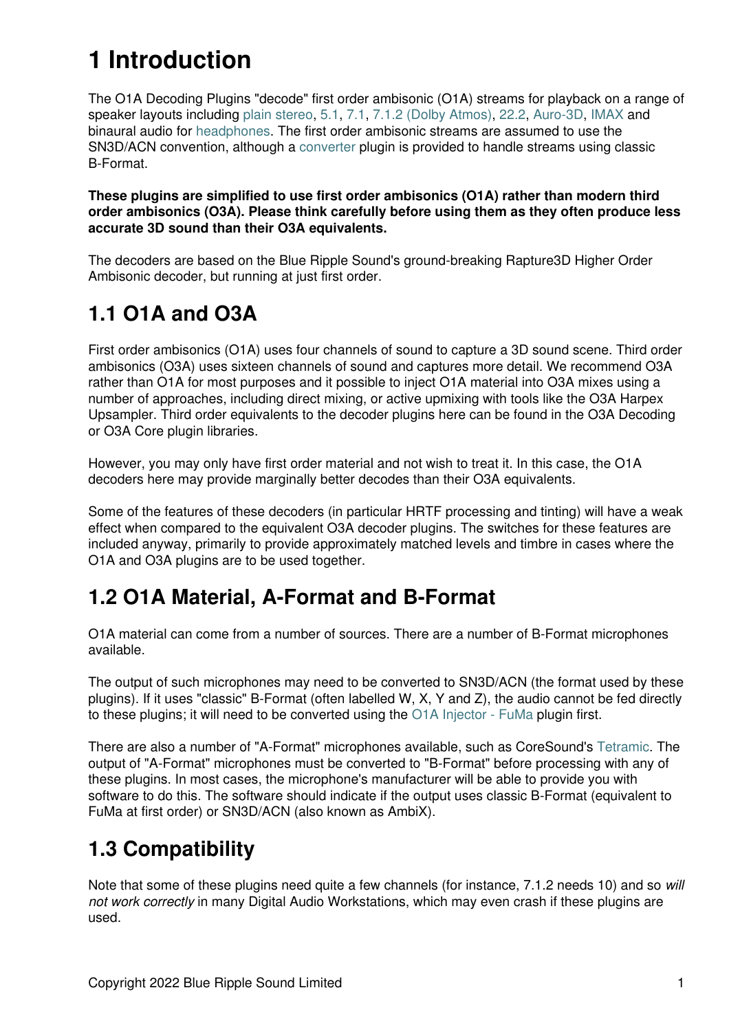# 1 Introduction

The O1A Decoding Plugins "decode" first order ambisonic (O1A) streams for playback on a range of speaker layouts including plain stereo, 5.1, 7.1, 7.1.2 (Dolby Atmos), 22.2, Auro-3D, IMAX and binaural audio for headphones. The first order ambisonic streams are assumed to use the SN3D/ACN convention, although a converter plugin is provided to handle streams using classic B-Format.

**These plugins are simplified to use first order ambisonics (O1A) rather than modern third order ambisonics (O3A). Please think carefully before using them as they often produce less accurate 3D sound than their O3A equivalents.**

The decoders are based on the Blue Ripple Sound's ground-breaking Rapture3D Higher Order Ambisonic decoder, but running at just first order.

## 1.1 O1A and O3A

First order ambisonics (O1A) uses four channels of sound to capture a 3D sound scene. Third order ambisonics (O3A) uses sixteen channels of sound and captures more detail. We recommend O3A rather than O1A for most purposes and it possible to inject O1A material into O3A mixes using a number of approaches, including direct mixing, or active upmixing with tools like the O3A Harpex Upsampler. Third order equivalents to the decoder plugins here can be found in the O3A Decoding or O3A Core plugin libraries.

However, you may only have first order material and not wish to treat it. In this case, the O1A decoders here may provide marginally better decodes than their O3A equivalents.

Some of the features of these decoders (in particular HRTF processing and tinting) will have a weak effect when compared to the equivalent O3A decoder plugins. The switches for these features are included anyway, primarily to provide approximately matched levels and timbre in cases where the O1A and O3A plugins are to be used together.

## 1.2 O1A Material, A-Format and B-Format

O1A material can come from a number of sources. There are a number of B-Format microphones available.

The output of such microphones may need to be converted to SN3D/ACN (the format used by these plugins). If it uses "classic" B-Format (often labelled W, X, Y and Z), the audio cannot be fed directly to these plugins; it will need to be converted using the O1A Injector - FuMa plugin first.

There are also a number of "A-Format" microphones available, such as CoreSound's Tetramic. The output of "A-Format" microphones must be converted to "B-Format" before processing with any of these plugins. In most cases, the microphone's manufacturer will be able to provide you with software to do this. The software should indicate if the output uses classic B-Format (equivalent to FuMa at first order) or SN3D/ACN (also known as AmbiX).

## 1.3 Compatibility

Note that some of these plugins need quite a few channels (for instance, 7.1.2 needs 10) and so *will not work correctly* in many Digital Audio Workstations, which may even crash if these plugins are used.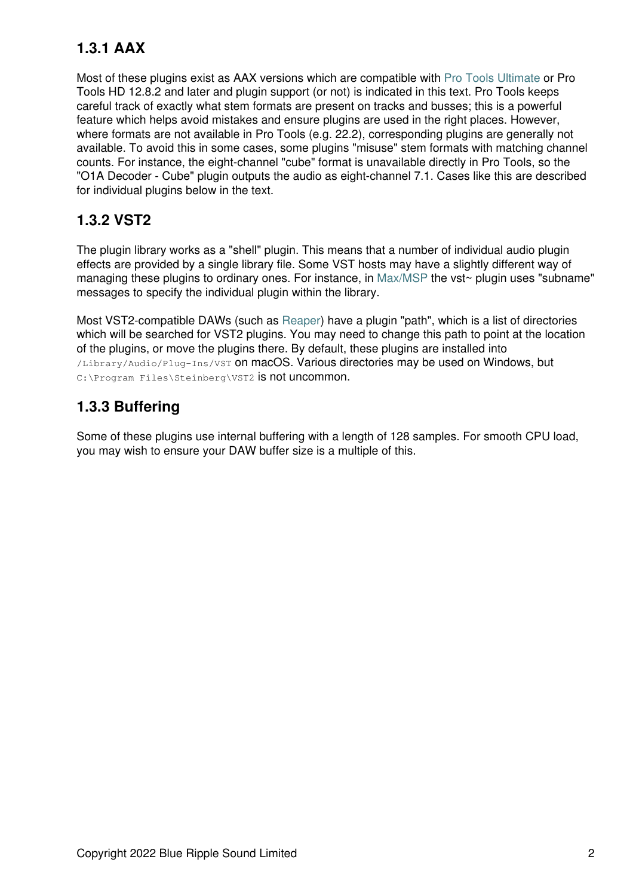### 1.3.1 AAX

Most of these plugins exist as AAX versions which are compatible with Pro Tools Ultimate or Pro Tools HD 12.8.2 and later and plugin support (or not) is indicated in this text. Pro Tools keeps careful track of exactly what stem formats are present on tracks and busses; this is a powerful feature which helps avoid mistakes and ensure plugins are used in the right places. However, where formats are not available in Pro Tools (e.g. 22.2), corresponding plugins are generally not available. To avoid this in some cases, some plugins "misuse" stem formats with matching channel counts. For instance, the eight-channel "cube" format is unavailable directly in Pro Tools, so the "O1A Decoder - Cube" plugin outputs the audio as eight-channel 7.1. Cases like this are described for individual plugins below in the text.

### 1.3.2 VST2

The plugin library works as a "shell" plugin. This means that a number of individual audio plugin effects are provided by a single library file. Some VST hosts may have a slightly different way of managing these plugins to ordinary ones. For instance, in Max/MSP the vst~ plugin uses "subname" messages to specify the individual plugin within the library.

Most VST2-compatible DAWs (such as Reaper) have a plugin "path", which is a list of directories which will be searched for VST2 plugins. You may need to change this path to point at the location of the plugins, or move the plugins there. By default, these plugins are installed into `/Library/Audio/Plug-Ins/VST` on macOS. Various directories may be used on Windows, but `C:\Program Files\Steinberg\VST2` is not uncommon.

### 1.3.3 Buffering

Some of these plugins use internal buffering with a length of 128 samples. For smooth CPU load, you may wish to ensure your DAW buffer size is a multiple of this.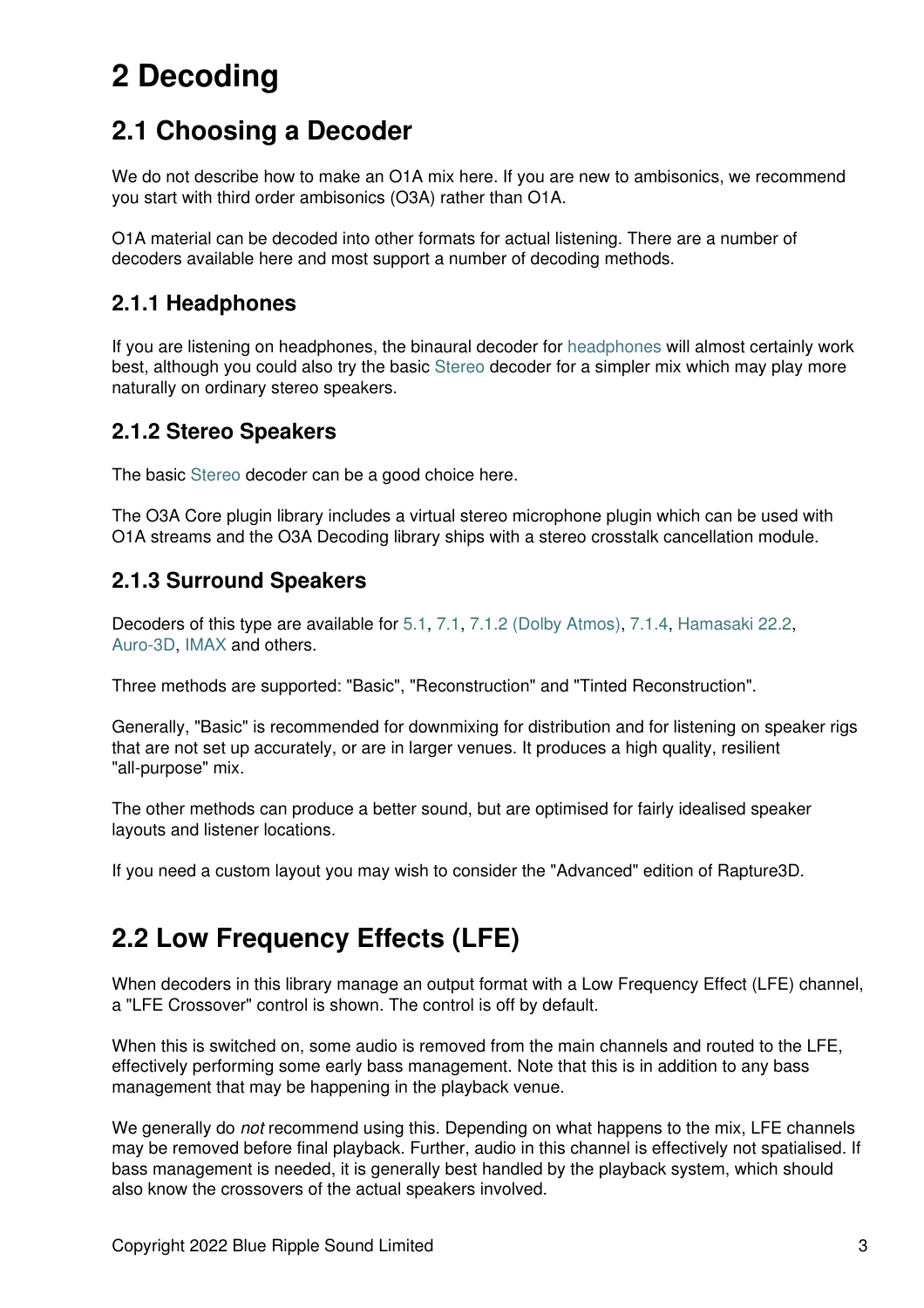# 2 Decoding

## 2.1 Choosing a Decoder

We do not describe how to make an O1A mix here. If you are new to ambisonics, we recommend you start with third order ambisonics (O3A) rather than O1A.

O1A material can be decoded into other formats for actual listening. There are a number of decoders available here and most support a number of decoding methods.

### 2.1.1 Headphones

If you are listening on headphones, the binaural decoder for headphones will almost certainly work best, although you could also try the basic Stereo decoder for a simpler mix which may play more naturally on ordinary stereo speakers.

### 2.1.2 Stereo Speakers

The basic Stereo decoder can be a good choice here.

The O3A Core plugin library includes a virtual stereo microphone plugin which can be used with O1A streams and the O3A Decoding library ships with a stereo crosstalk cancellation module.

### 2.1.3 Surround Speakers

Decoders of this type are available for 5.1, 7.1, 7.1.2 (Dolby Atmos), 7.1.4, Hamasaki 22.2, Auro-3D, IMAX and others.

Three methods are supported: "Basic", "Reconstruction" and "Tinted Reconstruction".

Generally, "Basic" is recommended for downmixing for distribution and for listening on speaker rigs that are not set up accurately, or are in larger venues. It produces a high quality, resilient "all-purpose" mix.

The other methods can produce a better sound, but are optimised for fairly idealised speaker layouts and listener locations.

If you need a custom layout you may wish to consider the "Advanced" edition of Rapture3D.

## 2.2 Low Frequency Effects (LFE)

When decoders in this library manage an output format with a Low Frequency Effect (LFE) channel, a "LFE Crossover" control is shown. The control is off by default.

When this is switched on, some audio is removed from the main channels and routed to the LFE, effectively performing some early bass management. Note that this is in addition to any bass management that may be happening in the playback venue.

We generally do *not* recommend using this. Depending on what happens to the mix, LFE channels may be removed before final playback. Further, audio in this channel is effectively not spatialised. If bass management is needed, it is generally best handled by the playback system, which should also know the crossovers of the actual speakers involved.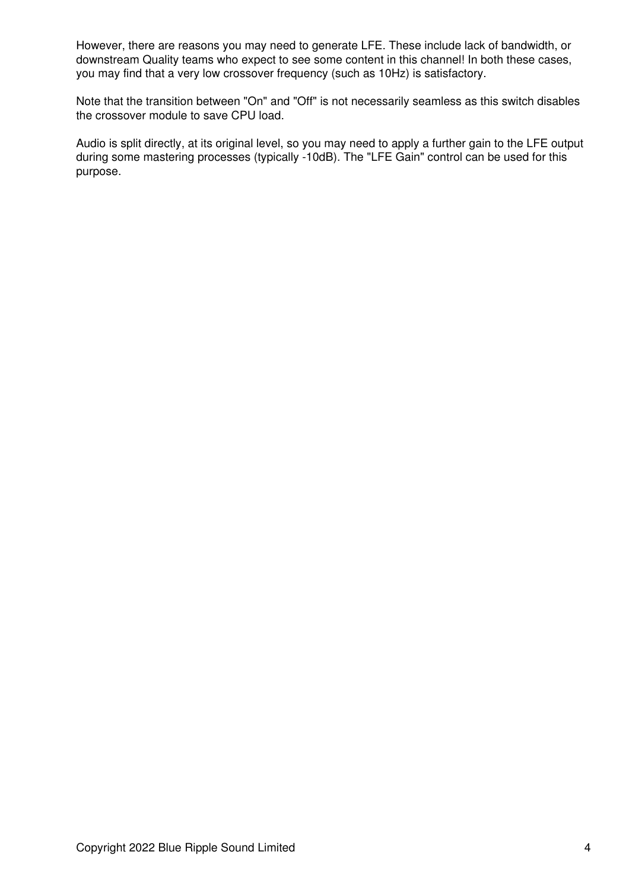However, there are reasons you may need to generate LFE. These include lack of bandwidth, or downstream Quality teams who expect to see some content in this channel! In both these cases, you may find that a very low crossover frequency (such as 10Hz) is satisfactory.

Note that the transition between "On" and "Off" is not necessarily seamless as this switch disables the crossover module to save CPU load.

Audio is split directly, at its original level, so you may need to apply a further gain to the LFE output during some mastering processes (typically -10dB). The "LFE Gain" control can be used for this purpose.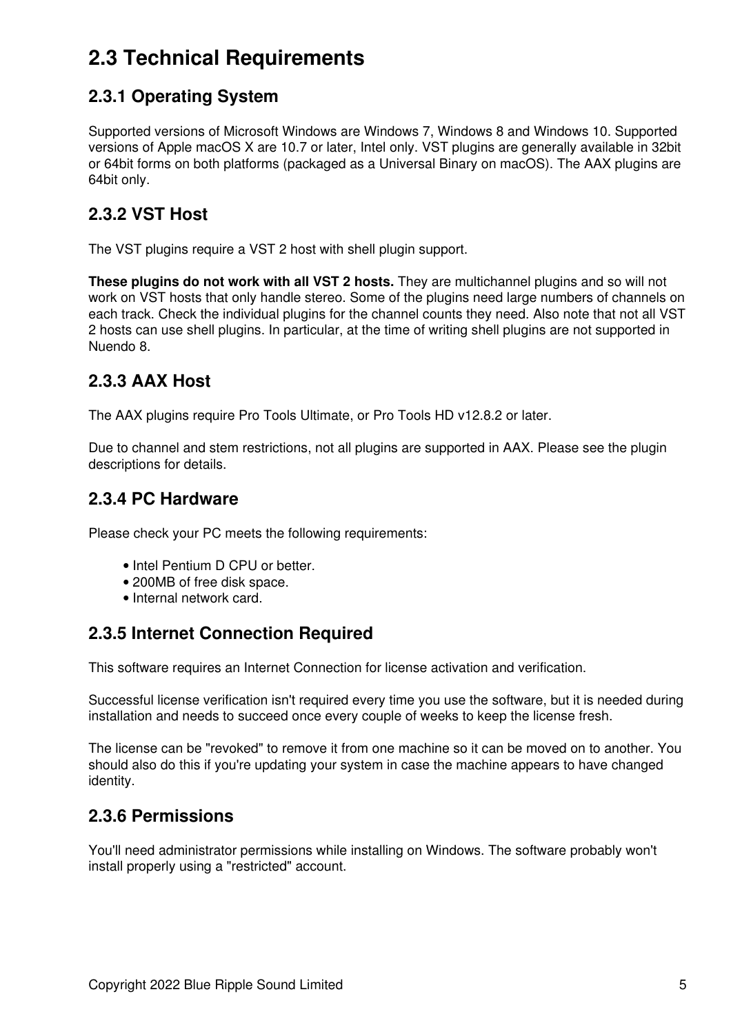## 2.3 Technical Requirements

### 2.3.1 Operating System

Supported versions of Microsoft Windows are Windows 7, Windows 8 and Windows 10. Supported versions of Apple macOS X are 10.7 or later, Intel only. VST plugins are generally available in 32bit or 64bit forms on both platforms (packaged as a Universal Binary on macOS). The AAX plugins are 64bit only.

### 2.3.2 VST Host

The VST plugins require a VST 2 host with shell plugin support.

**These plugins do not work with all VST 2 hosts.** They are multichannel plugins and so will not work on VST hosts that only handle stereo. Some of the plugins need large numbers of channels on each track. Check the individual plugins for the channel counts they need. Also note that not all VST 2 hosts can use shell plugins. In particular, at the time of writing shell plugins are not supported in Nuendo 8.

### 2.3.3 AAX Host

The AAX plugins require Pro Tools Ultimate, or Pro Tools HD v12.8.2 or later.

Due to channel and stem restrictions, not all plugins are supported in AAX. Please see the plugin descriptions for details.

### 2.3.4 PC Hardware

Please check your PC meets the following requirements:

- Intel Pentium D CPU or better.
- 200MB of free disk space.
- Internal network card.

### 2.3.5 Internet Connection Required

This software requires an Internet Connection for license activation and verification.

Successful license verification isn't required every time you use the software, but it is needed during installation and needs to succeed once every couple of weeks to keep the license fresh.

The license can be "revoked" to remove it from one machine so it can be moved on to another. You should also do this if you're updating your system in case the machine appears to have changed identity.

### 2.3.6 Permissions

You'll need administrator permissions while installing on Windows. The software probably won't install properly using a "restricted" account.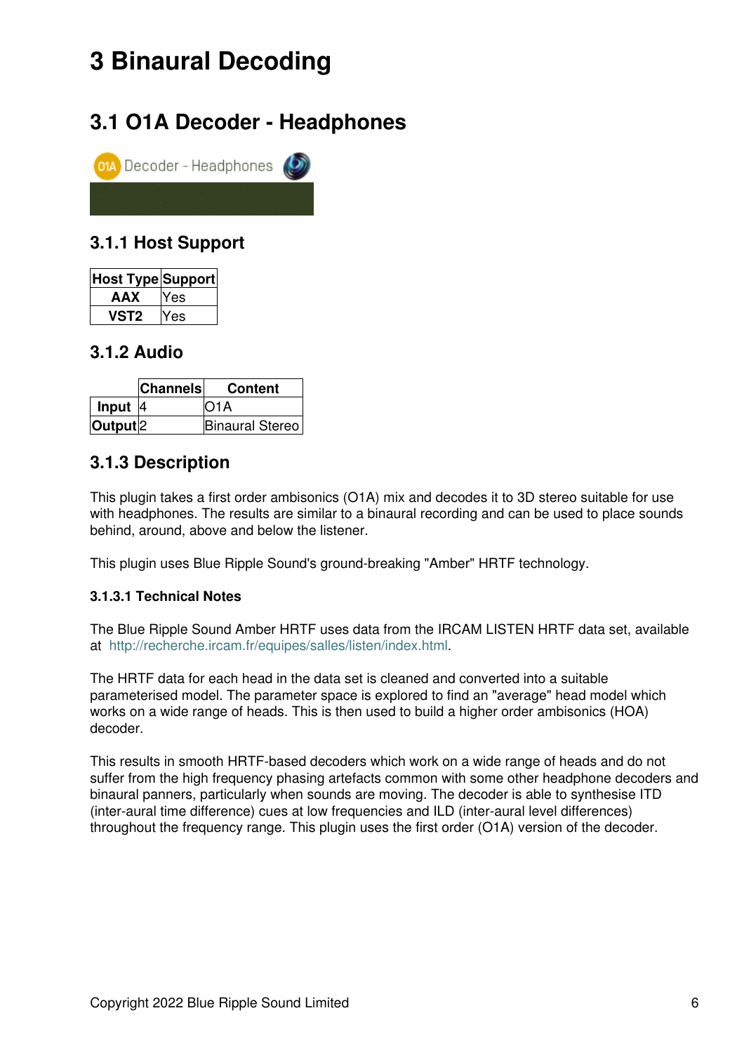# 3 Binaural Decoding

## 3.1 O1A Decoder - Headphones

### 3.1.1 Host Support

| Host Type | Support |
|---|---|
| **AAX** | Yes |
| **VST2** | Yes |

### 3.1.2 Audio

| | Channels | Content |
|---|---|---|
| **Input** | 4 | O1A |
| **Output** | 2 | Binaural Stereo |

### 3.1.3 Description

This plugin takes a first order ambisonics (O1A) mix and decodes it to 3D stereo suitable for use with headphones. The results are similar to a binaural recording and can be used to place sounds behind, around, above and below the listener.

This plugin uses Blue Ripple Sound's ground-breaking "Amber" HRTF technology.

#### 3.1.3.1 Technical Notes

The Blue Ripple Sound Amber HRTF uses data from the IRCAM LISTEN HRTF data set, available at http://recherche.ircam.fr/equipes/salles/listen/index.html.

The HRTF data for each head in the data set is cleaned and converted into a suitable parameterised model. The parameter space is explored to find an "average" head model which works on a wide range of heads. This is then used to build a higher order ambisonics (HOA) decoder.

This results in smooth HRTF-based decoders which work on a wide range of heads and do not suffer from the high frequency phasing artefacts common with some other headphone decoders and binaural panners, particularly when sounds are moving. The decoder is able to synthesise ITD (inter-aural time difference) cues at low frequencies and ILD (inter-aural level differences) throughout the frequency range. This plugin uses the first order (O1A) version of the decoder.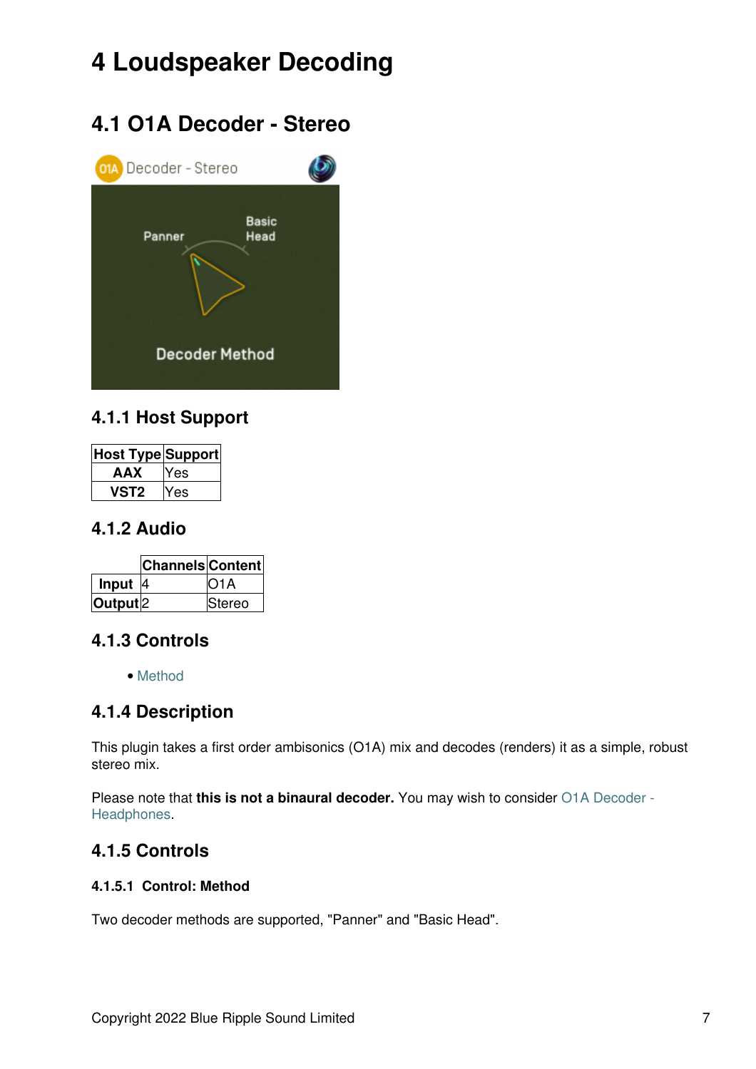# 4 Loudspeaker Decoding

## 4.1 O1A Decoder - Stereo

### 4.1.1 Host Support

| Host Type | Support |
| --- | --- |
| AAX | Yes |
| VST2 | Yes |

### 4.1.2 Audio

| | Channels | Content |
| --- | --- | --- |
| Input | 4 | O1A |
| Output | 2 | Stereo |

### 4.1.3 Controls

- Method

### 4.1.4 Description

This plugin takes a first order ambisonics (O1A) mix and decodes (renders) it as a simple, robust stereo mix.

Please note that **this is not a binaural decoder.** You may wish to consider O1A Decoder - Headphones.

### 4.1.5 Controls

#### 4.1.5.1 Control: Method

Two decoder methods are supported, "Panner" and "Basic Head".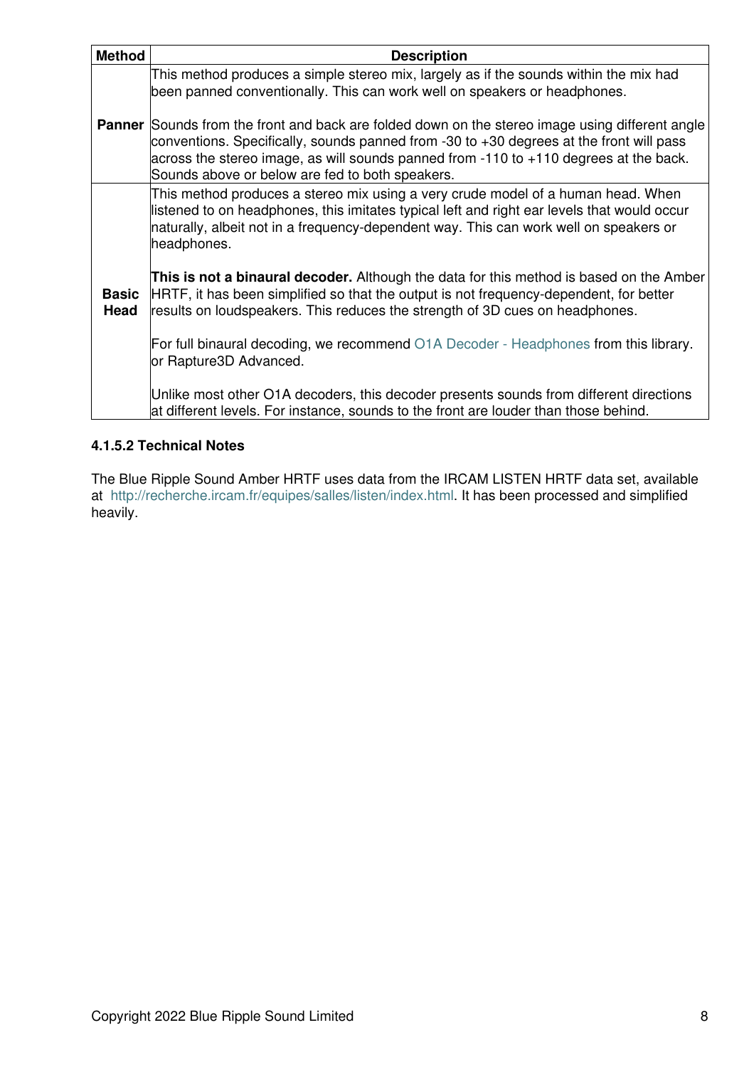| Method | Description |
| --- | --- |
| **Panner** | This method produces a simple stereo mix, largely as if the sounds within the mix had been panned conventionally. This can work well on speakers or headphones.<br><br>Sounds from the front and back are folded down on the stereo image using different angle conventions. Specifically, sounds panned from -30 to +30 degrees at the front will pass across the stereo image, as will sounds panned from -110 to +110 degrees at the back. Sounds above or below are fed to both speakers. |
| **Basic Head** | This method produces a stereo mix using a very crude model of a human head. When listened to on headphones, this imitates typical left and right ear levels that would occur naturally, albeit not in a frequency-dependent way. This can work well on speakers or headphones.<br><br>**This is not a binaural decoder.** Although the data for this method is based on the Amber HRTF, it has been simplified so that the output is not frequency-dependent, for better results on loudspeakers. This reduces the strength of 3D cues on headphones.<br><br>For full binaural decoding, we recommend O1A Decoder - Headphones from this library. or Rapture3D Advanced.<br><br>Unlike most other O1A decoders, this decoder presents sounds from different directions at different levels. For instance, sounds to the front are louder than those behind. |

#### 4.1.5.2 Technical Notes

The Blue Ripple Sound Amber HRTF uses data from the IRCAM LISTEN HRTF data set, available at http://recherche.ircam.fr/equipes/salles/listen/index.html. It has been processed and simplified heavily.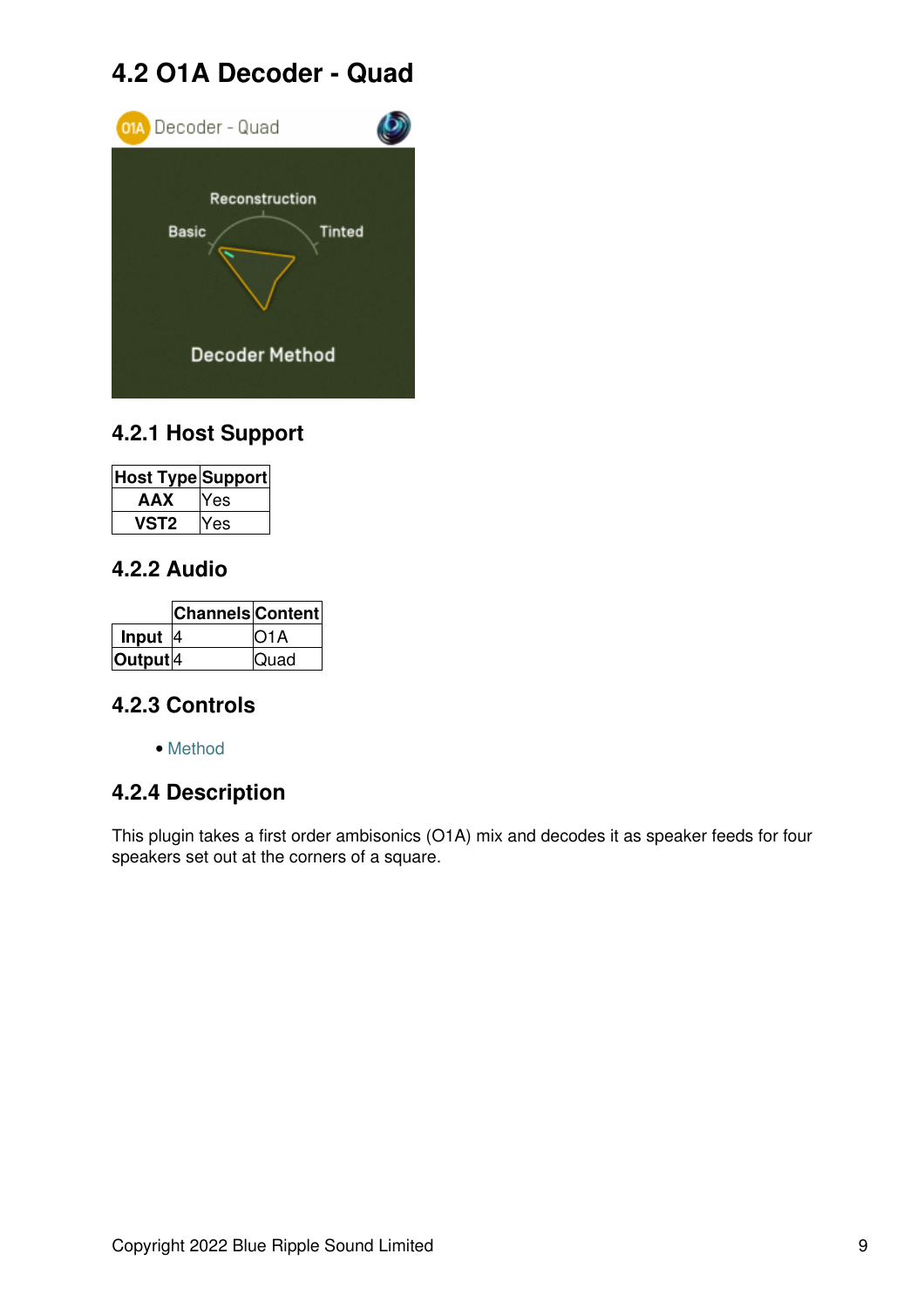## 4.2 O1A Decoder - Quad

### 4.2.1 Host Support

| Host Type | Support |
|---|---|
| **AAX** | Yes |
| **VST2** | Yes |

### 4.2.2 Audio

| | Channels | Content |
|---|---|---|
| **Input** | 4 | O1A |
| **Output** | 4 | Quad |

### 4.2.3 Controls

- Method

### 4.2.4 Description

This plugin takes a first order ambisonics (O1A) mix and decodes it as speaker feeds for four speakers set out at the corners of a square.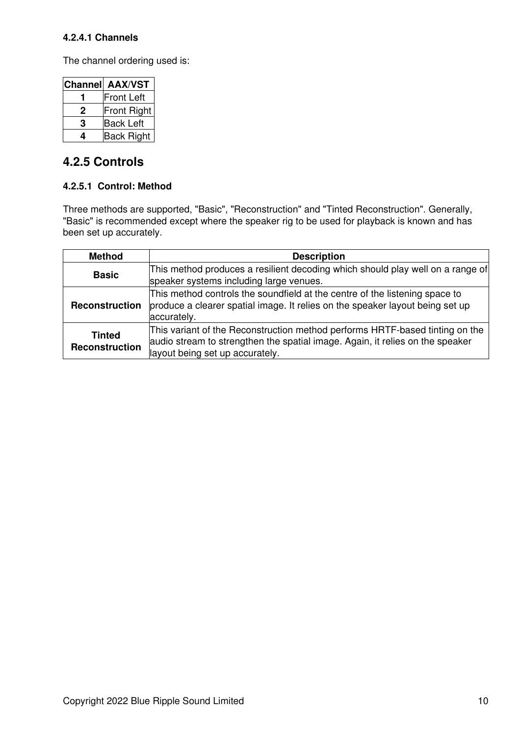#### 4.2.4.1 Channels

The channel ordering used is:

| Channel | AAX/VST |
|---|---|
| **1** | Front Left |
| **2** | Front Right |
| **3** | Back Left |
| **4** | Back Right |

### 4.2.5 Controls

#### 4.2.5.1 Control: Method

Three methods are supported, "Basic", "Reconstruction" and "Tinted Reconstruction". Generally, "Basic" is recommended except where the speaker rig to be used for playback is known and has been set up accurately.

| Method | Description |
|---|---|
| **Basic** | This method produces a resilient decoding which should play well on a range of speaker systems including large venues. |
| **Reconstruction** | This method controls the soundfield at the centre of the listening space to produce a clearer spatial image. It relies on the speaker layout being set up accurately. |
| **Tinted Reconstruction** | This variant of the Reconstruction method performs HRTF-based tinting on the audio stream to strengthen the spatial image. Again, it relies on the speaker layout being set up accurately. |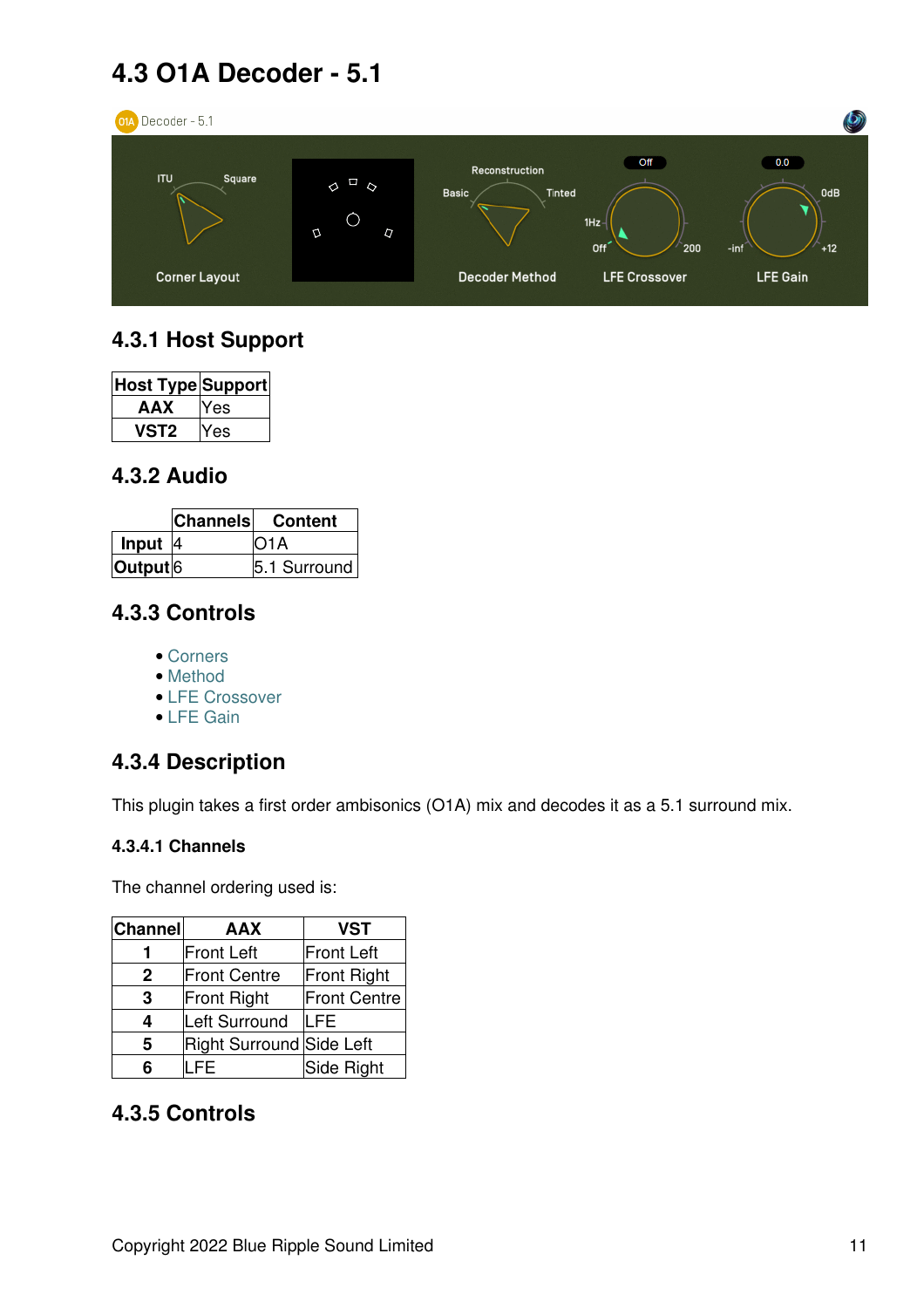## 4.3 O1A Decoder - 5.1

### 4.3.1 Host Support

| Host Type | Support |
|---|---|
| AAX | Yes |
| VST2 | Yes |

### 4.3.2 Audio

| | Channels | Content |
|---|---|---|
| Input | 4 | O1A |
| Output | 6 | 5.1 Surround |

### 4.3.3 Controls

- Corners
- Method
- LFE Crossover
- LFE Gain

### 4.3.4 Description

This plugin takes a first order ambisonics (O1A) mix and decodes it as a 5.1 surround mix.

#### 4.3.4.1 Channels

The channel ordering used is:

| Channel | AAX | VST |
|---|---|---|
| 1 | Front Left | Front Left |
| 2 | Front Centre | Front Right |
| 3 | Front Right | Front Centre |
| 4 | Left Surround | LFE |
| 5 | Right Surround | Side Left |
| 6 | LFE | Side Right |

### 4.3.5 Controls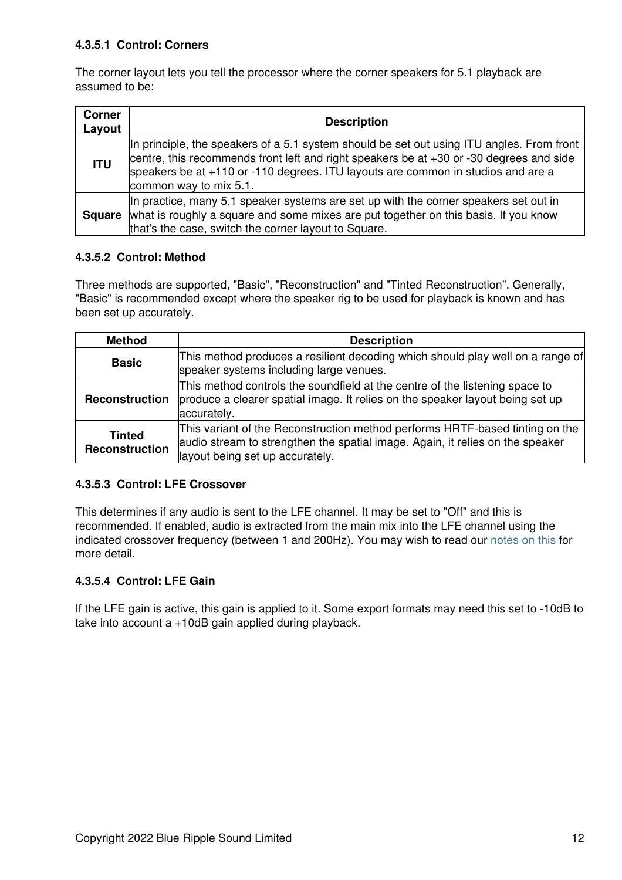#### 4.3.5.1 Control: Corners

The corner layout lets you tell the processor where the corner speakers for 5.1 playback are assumed to be:

| Corner Layout | Description |
|---|---|
| **ITU** | In principle, the speakers of a 5.1 system should be set out using ITU angles. From front centre, this recommends front left and right speakers be at +30 or -30 degrees and side speakers be at +110 or -110 degrees. ITU layouts are common in studios and are a common way to mix 5.1. |
| **Square** | In practice, many 5.1 speaker systems are set up with the corner speakers set out in what is roughly a square and some mixes are put together on this basis. If you know that's the case, switch the corner layout to Square. |

#### 4.3.5.2 Control: Method

Three methods are supported, "Basic", "Reconstruction" and "Tinted Reconstruction". Generally, "Basic" is recommended except where the speaker rig to be used for playback is known and has been set up accurately.

| Method | Description |
|---|---|
| **Basic** | This method produces a resilient decoding which should play well on a range of speaker systems including large venues. |
| **Reconstruction** | This method controls the soundfield at the centre of the listening space to produce a clearer spatial image. It relies on the speaker layout being set up accurately. |
| **Tinted Reconstruction** | This variant of the Reconstruction method performs HRTF-based tinting on the audio stream to strengthen the spatial image. Again, it relies on the speaker layout being set up accurately. |

#### 4.3.5.3 Control: LFE Crossover

This determines if any audio is sent to the LFE channel. It may be set to "Off" and this is recommended. If enabled, audio is extracted from the main mix into the LFE channel using the indicated crossover frequency (between 1 and 200Hz). You may wish to read our notes on this for more detail.

#### 4.3.5.4 Control: LFE Gain

If the LFE gain is active, this gain is applied to it. Some export formats may need this set to -10dB to take into account a +10dB gain applied during playback.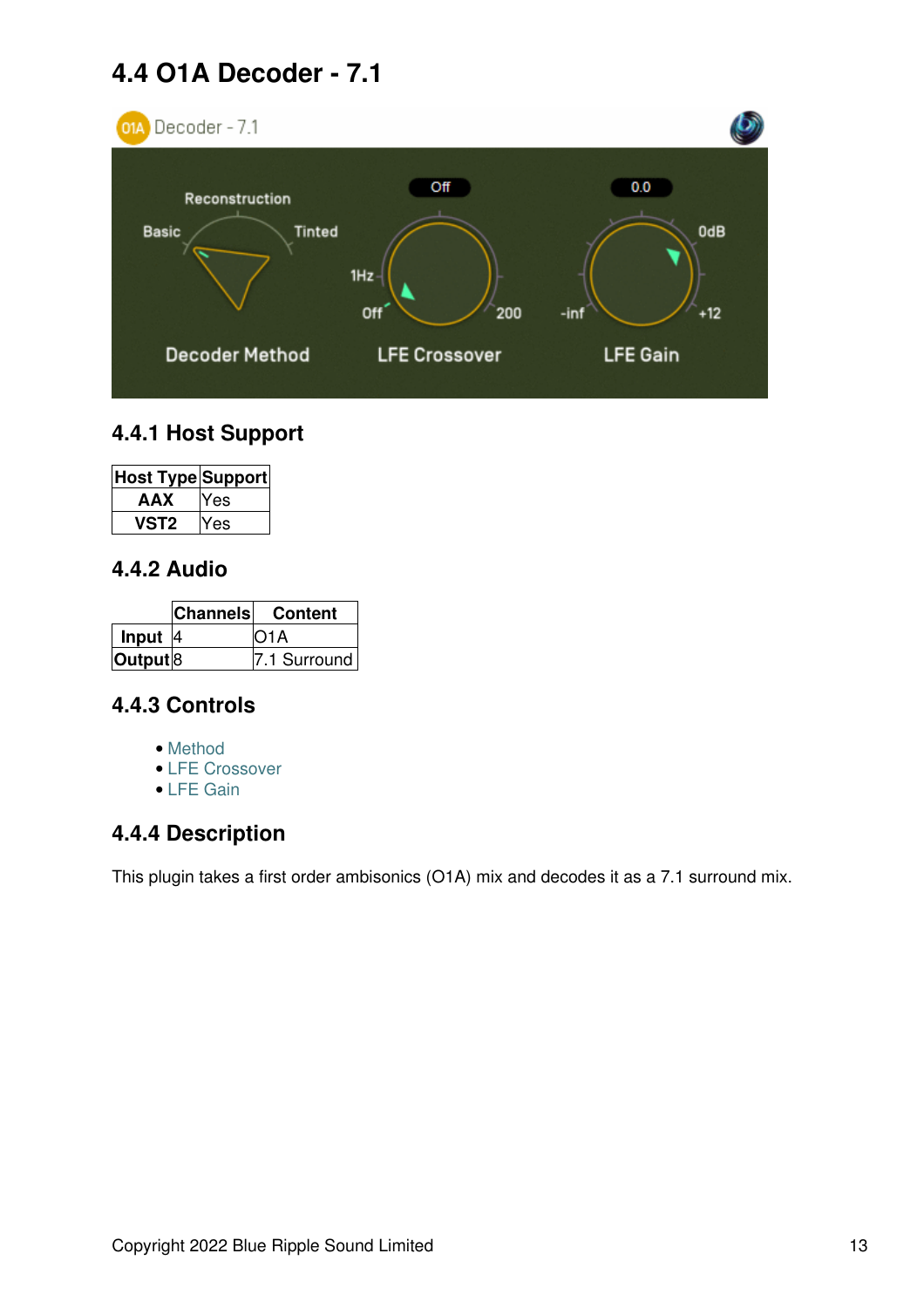## 4.4 O1A Decoder - 7.1

### 4.4.1 Host Support

| Host Type | Support |
|---|---|
| **AAX** | Yes |
| **VST2** | Yes |

### 4.4.2 Audio

| | Channels | Content |
|---|---|---|
| **Input** | 4 | O1A |
| **Output** | 8 | 7.1 Surround |

### 4.4.3 Controls

- Method
- LFE Crossover
- LFE Gain

### 4.4.4 Description

This plugin takes a first order ambisonics (O1A) mix and decodes it as a 7.1 surround mix.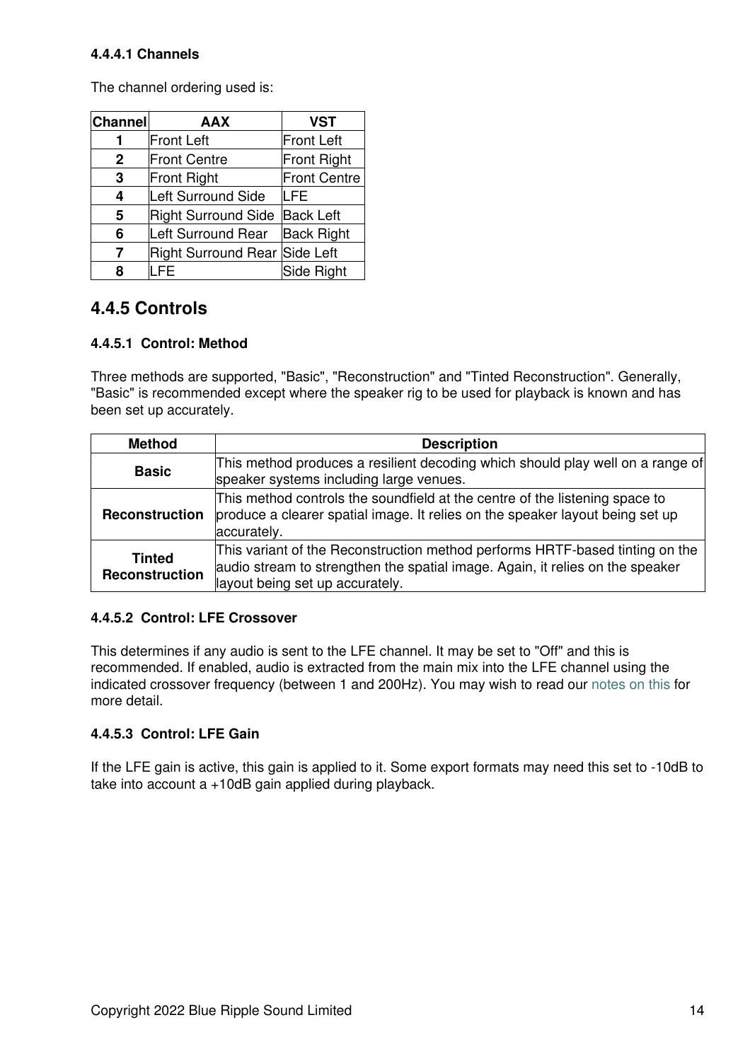#### 4.4.4.1 Channels

The channel ordering used is:

| Channel | AAX | VST |
|---|---|---|
| 1 | Front Left | Front Left |
| 2 | Front Centre | Front Right |
| 3 | Front Right | Front Centre |
| 4 | Left Surround Side | LFE |
| 5 | Right Surround Side | Back Left |
| 6 | Left Surround Rear | Back Right |
| 7 | Right Surround Rear | Side Left |
| 8 | LFE | Side Right |

### 4.4.5 Controls

#### 4.4.5.1 Control: Method

Three methods are supported, "Basic", "Reconstruction" and "Tinted Reconstruction". Generally, "Basic" is recommended except where the speaker rig to be used for playback is known and has been set up accurately.

| Method | Description |
|---|---|
| **Basic** | This method produces a resilient decoding which should play well on a range of speaker systems including large venues. |
| **Reconstruction** | This method controls the soundfield at the centre of the listening space to produce a clearer spatial image. It relies on the speaker layout being set up accurately. |
| **Tinted Reconstruction** | This variant of the Reconstruction method performs HRTF-based tinting on the audio stream to strengthen the spatial image. Again, it relies on the speaker layout being set up accurately. |

#### 4.4.5.2 Control: LFE Crossover

This determines if any audio is sent to the LFE channel. It may be set to "Off" and this is recommended. If enabled, audio is extracted from the main mix into the LFE channel using the indicated crossover frequency (between 1 and 200Hz). You may wish to read our notes on this for more detail.

#### 4.4.5.3 Control: LFE Gain

If the LFE gain is active, this gain is applied to it. Some export formats may need this set to -10dB to take into account a +10dB gain applied during playback.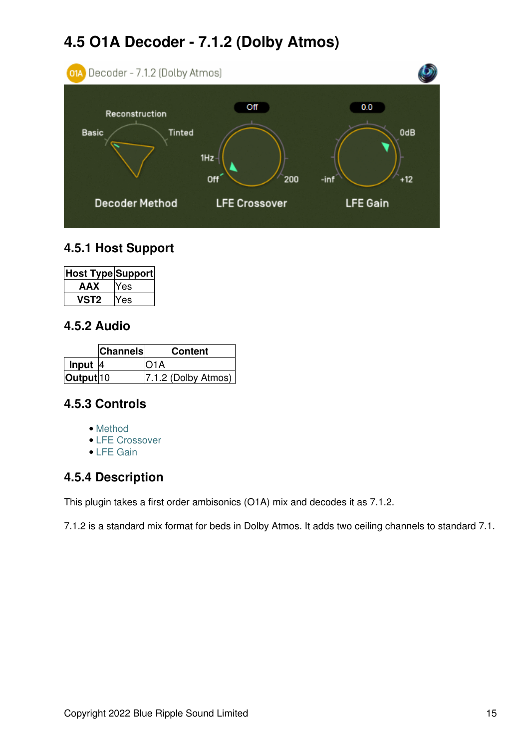# 4.5 O1A Decoder - 7.1.2 (Dolby Atmos)

## 4.5.1 Host Support

| Host Type | Support |
|---|---|
| AAX | Yes |
| VST2 | Yes |

## 4.5.2 Audio

| | Channels | Content |
|---|---|---|
| Input | 4 | O1A |
| Output | 10 | 7.1.2 (Dolby Atmos) |

## 4.5.3 Controls

- Method
- LFE Crossover
- LFE Gain

## 4.5.4 Description

This plugin takes a first order ambisonics (O1A) mix and decodes it as 7.1.2.

7.1.2 is a standard mix format for beds in Dolby Atmos. It adds two ceiling channels to standard 7.1.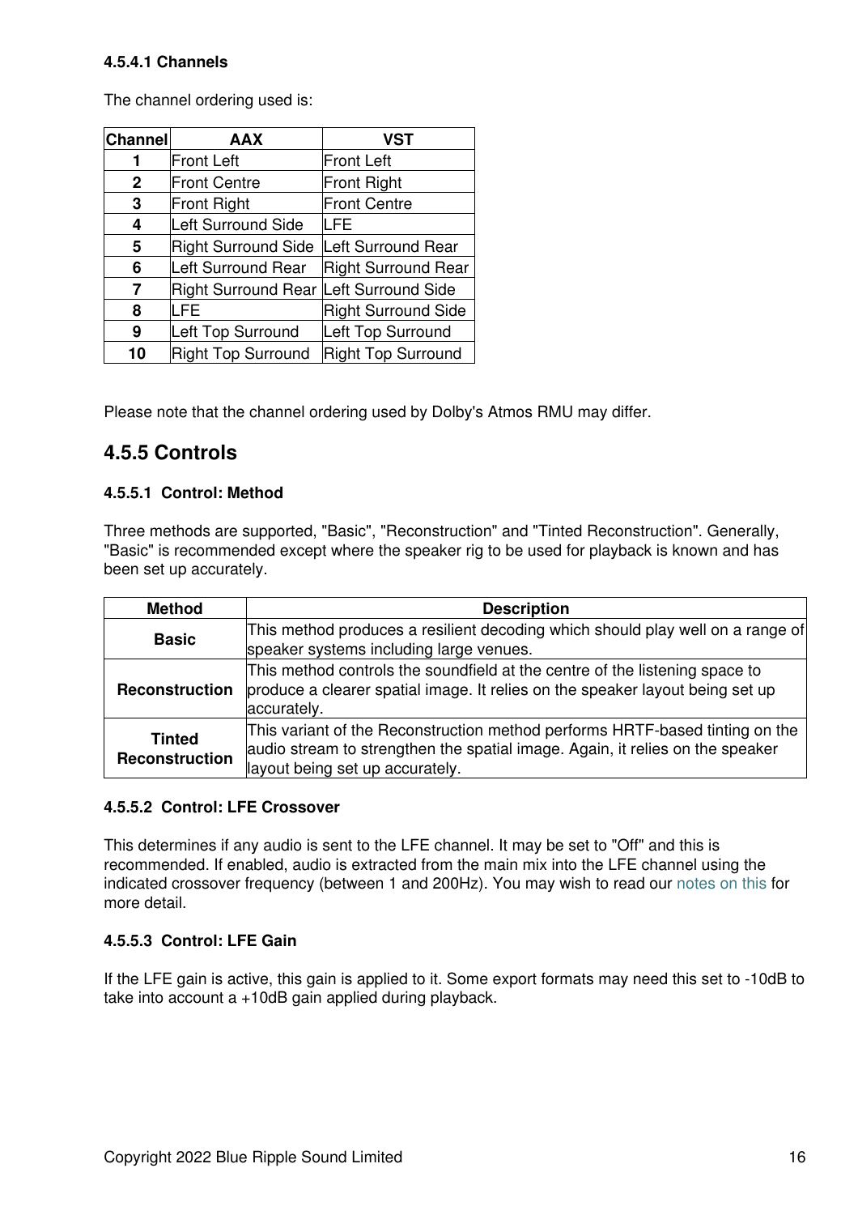#### 4.5.4.1 Channels

The channel ordering used is:

| Channel | AAX | VST |
|---|---|---|
| 1 | Front Left | Front Left |
| 2 | Front Centre | Front Right |
| 3 | Front Right | Front Centre |
| 4 | Left Surround Side | LFE |
| 5 | Right Surround Side | Left Surround Rear |
| 6 | Left Surround Rear | Right Surround Rear |
| 7 | Right Surround Rear | Left Surround Side |
| 8 | LFE | Right Surround Side |
| 9 | Left Top Surround | Left Top Surround |
| 10 | Right Top Surround | Right Top Surround |

Please note that the channel ordering used by Dolby's Atmos RMU may differ.

### 4.5.5 Controls

#### 4.5.5.1 Control: Method

Three methods are supported, "Basic", "Reconstruction" and "Tinted Reconstruction". Generally, "Basic" is recommended except where the speaker rig to be used for playback is known and has been set up accurately.

| Method | Description |
|---|---|
| **Basic** | This method produces a resilient decoding which should play well on a range of speaker systems including large venues. |
| **Reconstruction** | This method controls the soundfield at the centre of the listening space to produce a clearer spatial image. It relies on the speaker layout being set up accurately. |
| **Tinted Reconstruction** | This variant of the Reconstruction method performs HRTF-based tinting on the audio stream to strengthen the spatial image. Again, it relies on the speaker layout being set up accurately. |

#### 4.5.5.2 Control: LFE Crossover

This determines if any audio is sent to the LFE channel. It may be set to "Off" and this is recommended. If enabled, audio is extracted from the main mix into the LFE channel using the indicated crossover frequency (between 1 and 200Hz). You may wish to read our notes on this for more detail.

#### 4.5.5.3 Control: LFE Gain

If the LFE gain is active, this gain is applied to it. Some export formats may need this set to -10dB to take into account a +10dB gain applied during playback.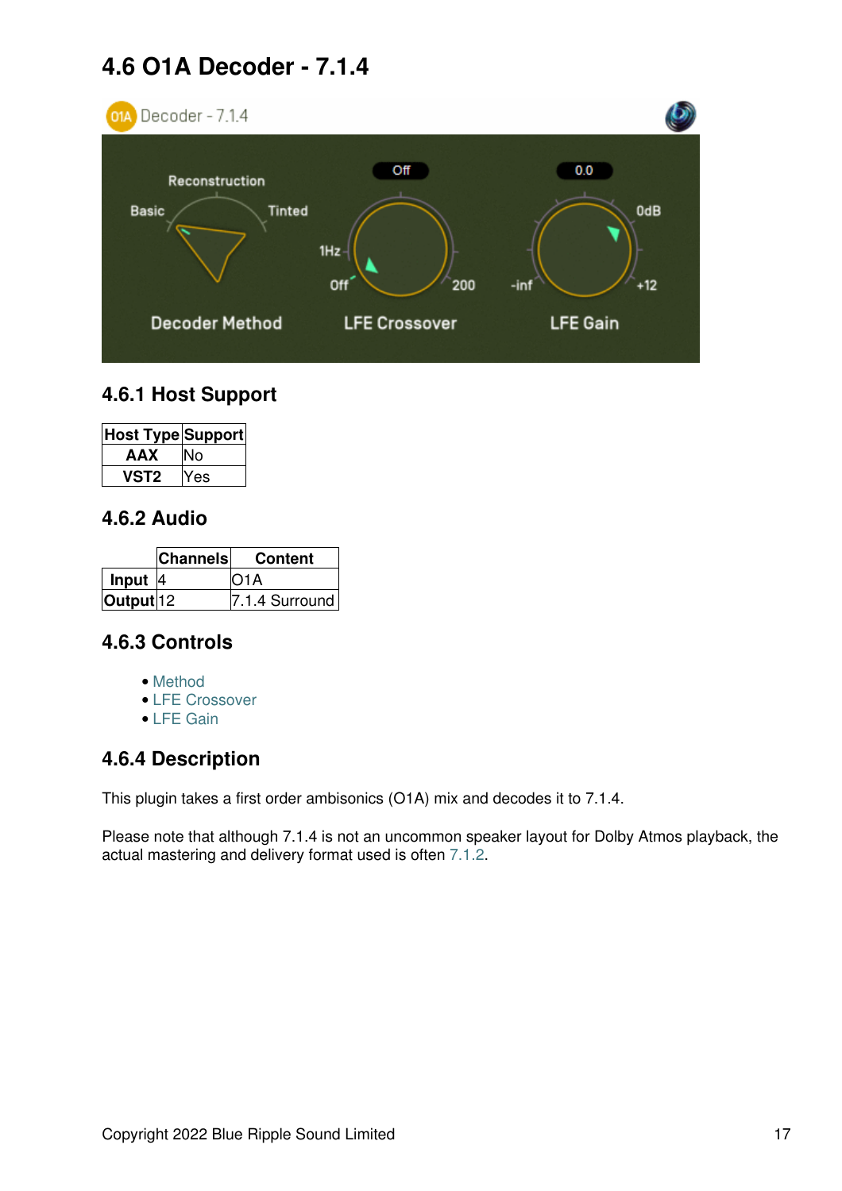## 4.6 O1A Decoder - 7.1.4

### 4.6.1 Host Support

| Host Type | Support |
|---|---|
| **AAX** | No |
| **VST2** | Yes |

### 4.6.2 Audio

| | Channels | Content |
|---|---|---|
| **Input** | 4 | O1A |
| **Output** | 12 | 7.1.4 Surround |

### 4.6.3 Controls

- Method
- LFE Crossover
- LFE Gain

### 4.6.4 Description

This plugin takes a first order ambisonics (O1A) mix and decodes it to 7.1.4.

Please note that although 7.1.4 is not an uncommon speaker layout for Dolby Atmos playback, the actual mastering and delivery format used is often 7.1.2.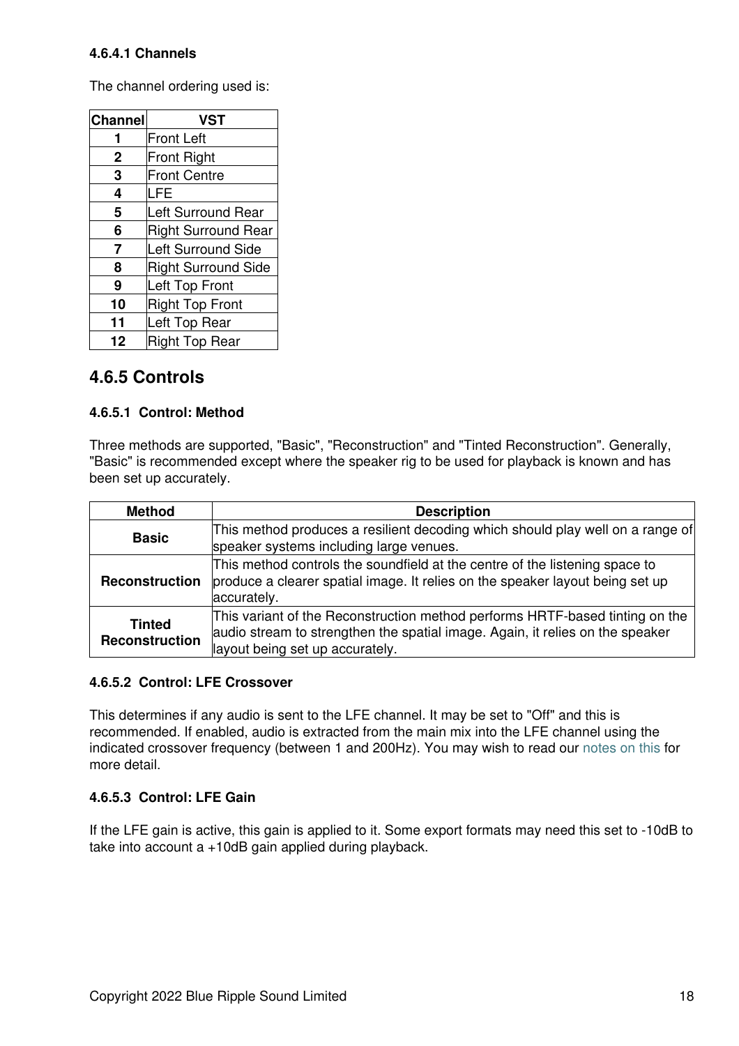#### 4.6.4.1 Channels

The channel ordering used is:

| Channel | VST |
|---|---|
| 1 | Front Left |
| 2 | Front Right |
| 3 | Front Centre |
| 4 | LFE |
| 5 | Left Surround Rear |
| 6 | Right Surround Rear |
| 7 | Left Surround Side |
| 8 | Right Surround Side |
| 9 | Left Top Front |
| 10 | Right Top Front |
| 11 | Left Top Rear |
| 12 | Right Top Rear |

### 4.6.5 Controls

#### 4.6.5.1 Control: Method

Three methods are supported, "Basic", "Reconstruction" and "Tinted Reconstruction". Generally, "Basic" is recommended except where the speaker rig to be used for playback is known and has been set up accurately.

| Method | Description |
|---|---|
| **Basic** | This method produces a resilient decoding which should play well on a range of speaker systems including large venues. |
| **Reconstruction** | This method controls the soundfield at the centre of the listening space to produce a clearer spatial image. It relies on the speaker layout being set up accurately. |
| **Tinted Reconstruction** | This variant of the Reconstruction method performs HRTF-based tinting on the audio stream to strengthen the spatial image. Again, it relies on the speaker layout being set up accurately. |

#### 4.6.5.2 Control: LFE Crossover

This determines if any audio is sent to the LFE channel. It may be set to "Off" and this is recommended. If enabled, audio is extracted from the main mix into the LFE channel using the indicated crossover frequency (between 1 and 200Hz). You may wish to read our notes on this for more detail.

#### 4.6.5.3 Control: LFE Gain

If the LFE gain is active, this gain is applied to it. Some export formats may need this set to -10dB to take into account a +10dB gain applied during playback.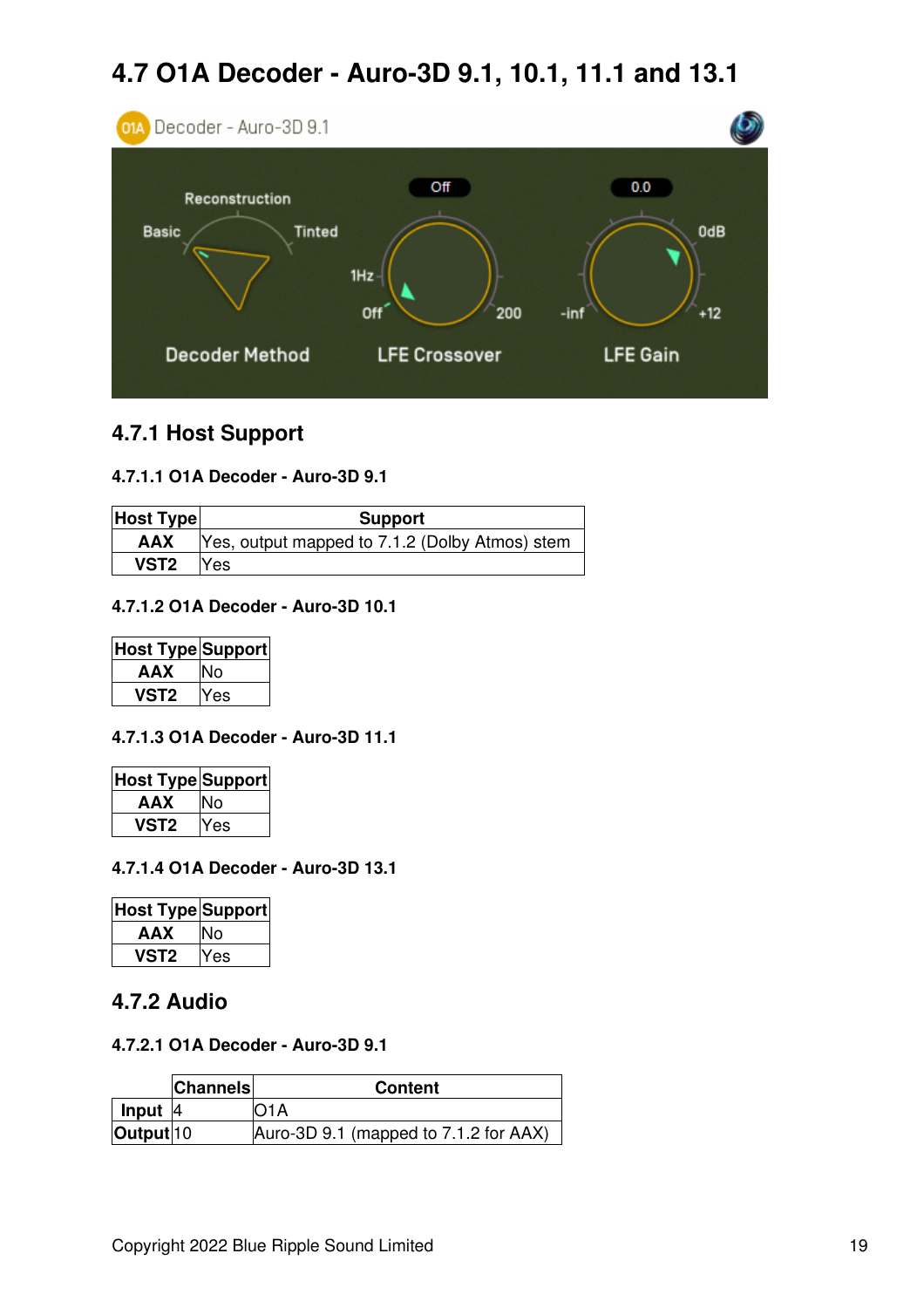## 4.7 O1A Decoder - Auro-3D 9.1, 10.1, 11.1 and 13.1

### 4.7.1 Host Support

#### 4.7.1.1 O1A Decoder - Auro-3D 9.1

| Host Type | Support |
|---|---|
| AAX | Yes, output mapped to 7.1.2 (Dolby Atmos) stem |
| VST2 | Yes |

#### 4.7.1.2 O1A Decoder - Auro-3D 10.1

| Host Type | Support |
|---|---|
| AAX | No |
| VST2 | Yes |

#### 4.7.1.3 O1A Decoder - Auro-3D 11.1

| Host Type | Support |
|---|---|
| AAX | No |
| VST2 | Yes |

#### 4.7.1.4 O1A Decoder - Auro-3D 13.1

| Host Type | Support |
|---|---|
| AAX | No |
| VST2 | Yes |

### 4.7.2 Audio

#### 4.7.2.1 O1A Decoder - Auro-3D 9.1

| | Channels | Content |
|---|---|---|
| Input | 4 | O1A |
| Output | 10 | Auro-3D 9.1 (mapped to 7.1.2 for AAX) |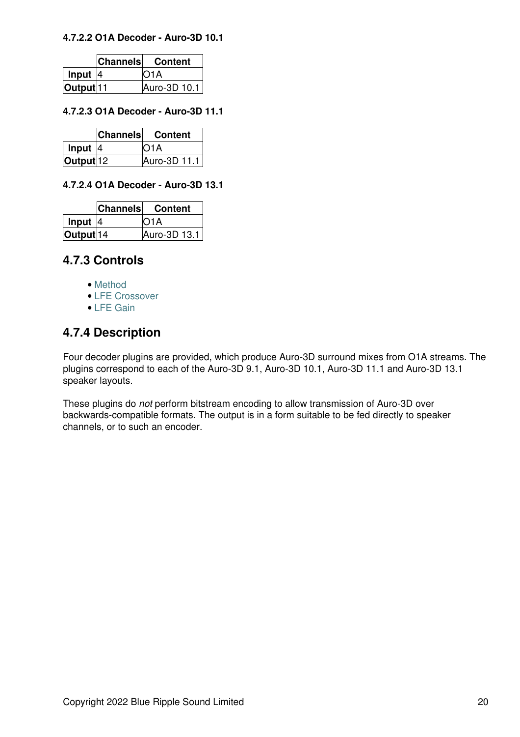#### 4.7.2.2 O1A Decoder - Auro-3D 10.1

| | Channels | Content |
|---|---|---|
| **Input** | 4 | O1A |
| **Output** | 11 | Auro-3D 10.1 |

#### 4.7.2.3 O1A Decoder - Auro-3D 11.1

| | Channels | Content |
|---|---|---|
| **Input** | 4 | O1A |
| **Output** | 12 | Auro-3D 11.1 |

#### 4.7.2.4 O1A Decoder - Auro-3D 13.1

| | Channels | Content |
|---|---|---|
| **Input** | 4 | O1A |
| **Output** | 14 | Auro-3D 13.1 |

## 4.7.3 Controls

- Method
- LFE Crossover
- LFE Gain

## 4.7.4 Description

Four decoder plugins are provided, which produce Auro-3D surround mixes from O1A streams. The plugins correspond to each of the Auro-3D 9.1, Auro-3D 10.1, Auro-3D 11.1 and Auro-3D 13.1 speaker layouts.

These plugins do *not* perform bitstream encoding to allow transmission of Auro-3D over backwards-compatible formats. The output is in a form suitable to be fed directly to speaker channels, or to such an encoder.

Copyright 2022 Blue Ripple Sound Limited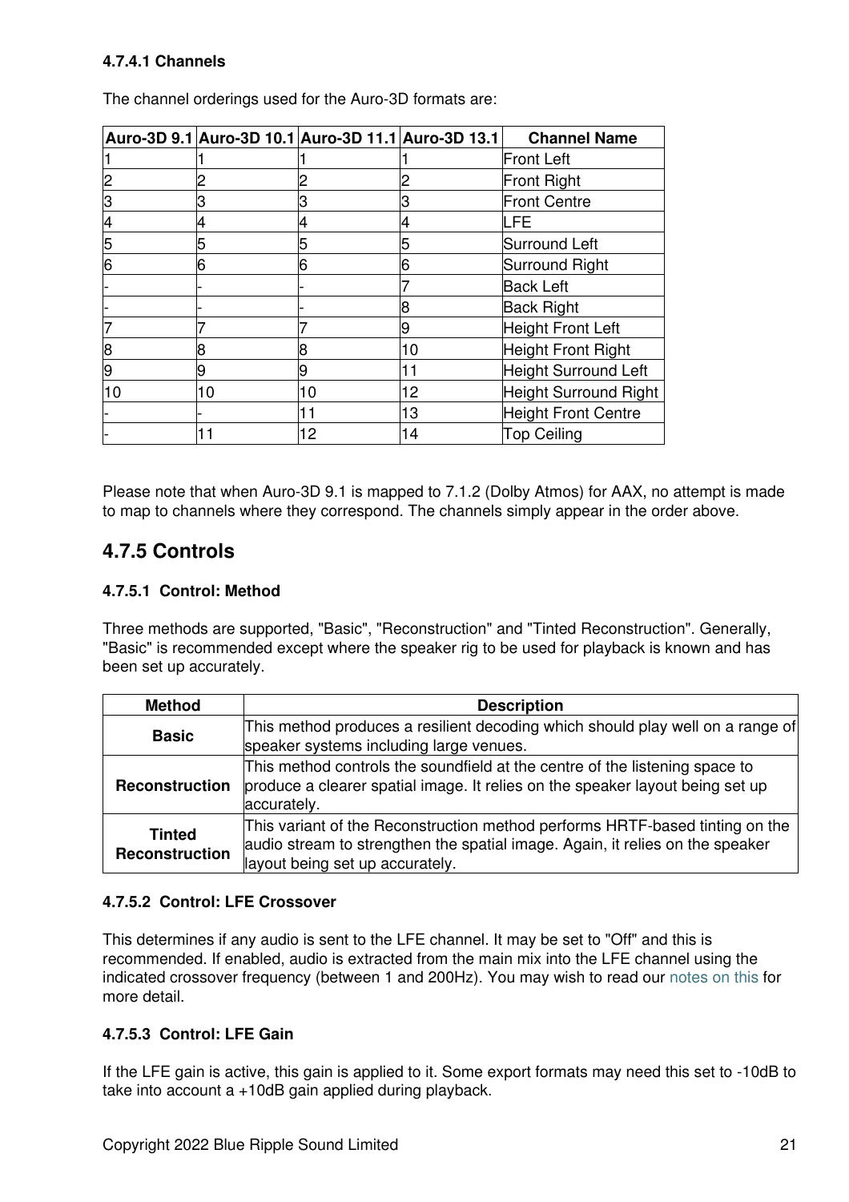#### 4.7.4.1 Channels

The channel orderings used for the Auro-3D formats are:

| Auro-3D 9.1 | Auro-3D 10.1 | Auro-3D 11.1 | Auro-3D 13.1 | Channel Name |
|---|---|---|---|---|
| 1 | 1 | 1 | 1 | Front Left |
| 2 | 2 | 2 | 2 | Front Right |
| 3 | 3 | 3 | 3 | Front Centre |
| 4 | 4 | 4 | 4 | LFE |
| 5 | 5 | 5 | 5 | Surround Left |
| 6 | 6 | 6 | 6 | Surround Right |
| - | - | - | 7 | Back Left |
| - | - | - | 8 | Back Right |
| 7 | 7 | 7 | 9 | Height Front Left |
| 8 | 8 | 8 | 10 | Height Front Right |
| 9 | 9 | 9 | 11 | Height Surround Left |
| 10 | 10 | 10 | 12 | Height Surround Right |
| - | - | 11 | 13 | Height Front Centre |
| - | 11 | 12 | 14 | Top Ceiling |

Please note that when Auro-3D 9.1 is mapped to 7.1.2 (Dolby Atmos) for AAX, no attempt is made to map to channels where they correspond. The channels simply appear in the order above.

### 4.7.5 Controls

#### 4.7.5.1 Control: Method

Three methods are supported, "Basic", "Reconstruction" and "Tinted Reconstruction". Generally, "Basic" is recommended except where the speaker rig to be used for playback is known and has been set up accurately.

| Method | Description |
|---|---|
| **Basic** | This method produces a resilient decoding which should play well on a range of speaker systems including large venues. |
| **Reconstruction** | This method controls the soundfield at the centre of the listening space to produce a clearer spatial image. It relies on the speaker layout being set up accurately. |
| **Tinted Reconstruction** | This variant of the Reconstruction method performs HRTF-based tinting on the audio stream to strengthen the spatial image. Again, it relies on the speaker layout being set up accurately. |

#### 4.7.5.2 Control: LFE Crossover

This determines if any audio is sent to the LFE channel. It may be set to "Off" and this is recommended. If enabled, audio is extracted from the main mix into the LFE channel using the indicated crossover frequency (between 1 and 200Hz). You may wish to read our notes on this for more detail.

#### 4.7.5.3 Control: LFE Gain

If the LFE gain is active, this gain is applied to it. Some export formats may need this set to -10dB to take into account a +10dB gain applied during playback.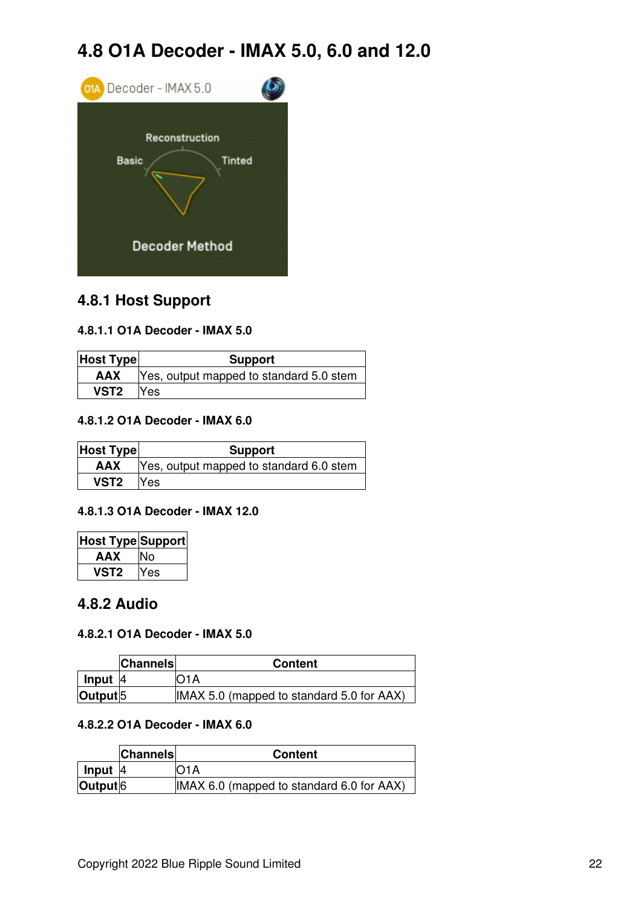# 4.8 O1A Decoder - IMAX 5.0, 6.0 and 12.0

## 4.8.1 Host Support

### 4.8.1.1 O1A Decoder - IMAX 5.0

| Host Type | Support |
|---|---|
| AAX | Yes, output mapped to standard 5.0 stem |
| VST2 | Yes |

### 4.8.1.2 O1A Decoder - IMAX 6.0

| Host Type | Support |
|---|---|
| AAX | Yes, output mapped to standard 6.0 stem |
| VST2 | Yes |

### 4.8.1.3 O1A Decoder - IMAX 12.0

| Host Type | Support |
|---|---|
| AAX | No |
| VST2 | Yes |

## 4.8.2 Audio

### 4.8.2.1 O1A Decoder - IMAX 5.0

| | Channels | Content |
|---|---|---|
| Input | 4 | O1A |
| Output | 5 | IMAX 5.0 (mapped to standard 5.0 for AAX) |

### 4.8.2.2 O1A Decoder - IMAX 6.0

| | Channels | Content |
|---|---|---|
| Input | 4 | O1A |
| Output | 6 | IMAX 6.0 (mapped to standard 6.0 for AAX) |

Copyright 2022 Blue Ripple Sound Limited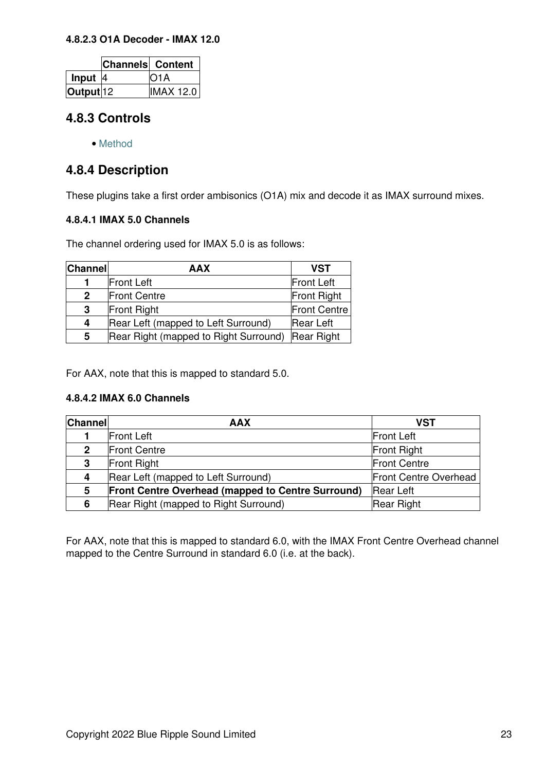#### 4.8.2.3 O1A Decoder - IMAX 12.0

| | Channels | Content |
|---|---|---|
| **Input** | 4 | O1A |
| **Output** | 12 | IMAX 12.0 |

## 4.8.3 Controls

- Method

## 4.8.4 Description

These plugins take a first order ambisonics (O1A) mix and decode it as IMAX surround mixes.

#### 4.8.4.1 IMAX 5.0 Channels

The channel ordering used for IMAX 5.0 is as follows:

| Channel | AAX | VST |
|---|---|---|
| **1** | Front Left | Front Left |
| **2** | Front Centre | Front Right |
| **3** | Front Right | Front Centre |
| **4** | Rear Left (mapped to Left Surround) | Rear Left |
| **5** | Rear Right (mapped to Right Surround) | Rear Right |

For AAX, note that this is mapped to standard 5.0.

#### 4.8.4.2 IMAX 6.0 Channels

| Channel | AAX | VST |
|---|---|---|
| **1** | Front Left | Front Left |
| **2** | Front Centre | Front Right |
| **3** | Front Right | Front Centre |
| **4** | Rear Left (mapped to Left Surround) | Front Centre Overhead |
| **5** | **Front Centre Overhead (mapped to Centre Surround)** | Rear Left |
| **6** | Rear Right (mapped to Right Surround) | Rear Right |

For AAX, note that this is mapped to standard 6.0, with the IMAX Front Centre Overhead channel mapped to the Centre Surround in standard 6.0 (i.e. at the back).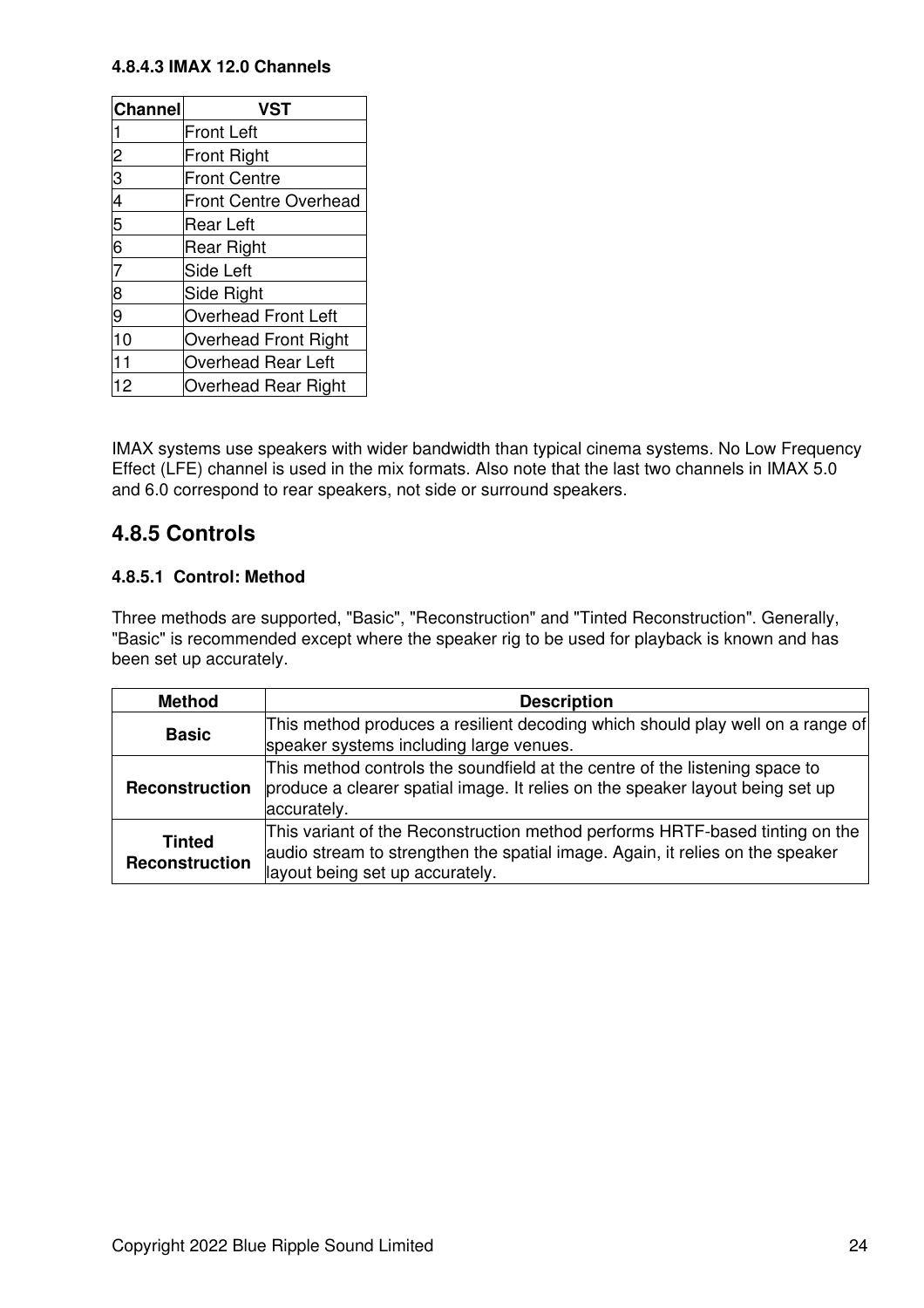#### 4.8.4.3 IMAX 12.0 Channels

| Channel | VST |
|---|---|
| 1 | Front Left |
| 2 | Front Right |
| 3 | Front Centre |
| 4 | Front Centre Overhead |
| 5 | Rear Left |
| 6 | Rear Right |
| 7 | Side Left |
| 8 | Side Right |
| 9 | Overhead Front Left |
| 10 | Overhead Front Right |
| 11 | Overhead Rear Left |
| 12 | Overhead Rear Right |

IMAX systems use speakers with wider bandwidth than typical cinema systems. No Low Frequency Effect (LFE) channel is used in the mix formats. Also note that the last two channels in IMAX 5.0 and 6.0 correspond to rear speakers, not side or surround speakers.

### 4.8.5 Controls

#### 4.8.5.1 Control: Method

Three methods are supported, "Basic", "Reconstruction" and "Tinted Reconstruction". Generally, "Basic" is recommended except where the speaker rig to be used for playback is known and has been set up accurately.

| Method | Description |
|---|---|
| **Basic** | This method produces a resilient decoding which should play well on a range of speaker systems including large venues. |
| **Reconstruction** | This method controls the soundfield at the centre of the listening space to produce a clearer spatial image. It relies on the speaker layout being set up accurately. |
| **Tinted Reconstruction** | This variant of the Reconstruction method performs HRTF-based tinting on the audio stream to strengthen the spatial image. Again, it relies on the speaker layout being set up accurately. |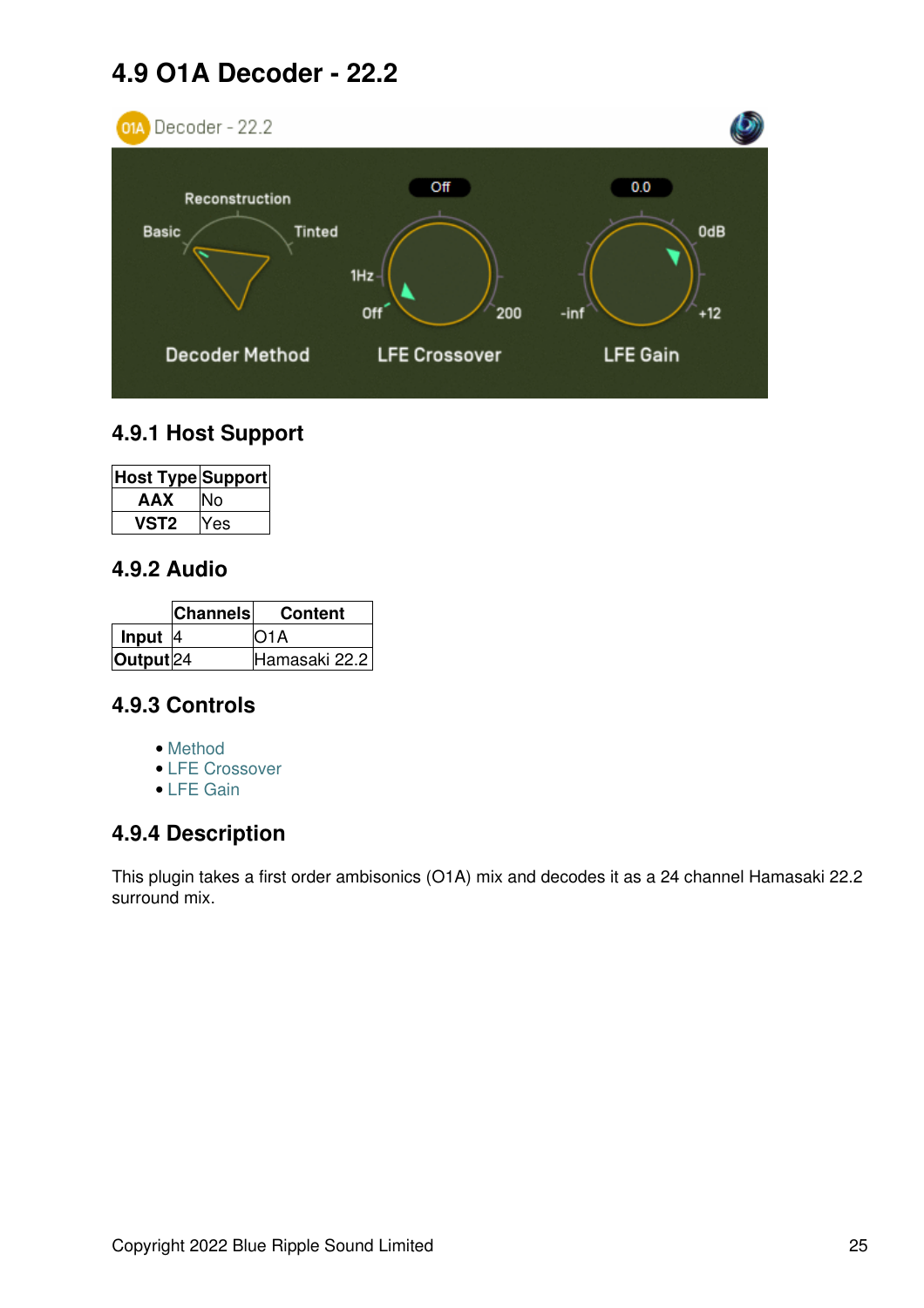# 4.9 O1A Decoder - 22.2

## 4.9.1 Host Support

| Host Type | Support |
|---|---|
| **AAX** | No |
| **VST2** | Yes |

## 4.9.2 Audio

| | Channels | Content |
|---|---|---|
| **Input** | 4 | O1A |
| **Output** | 24 | Hamasaki 22.2 |

## 4.9.3 Controls

- Method
- LFE Crossover
- LFE Gain

## 4.9.4 Description

This plugin takes a first order ambisonics (O1A) mix and decodes it as a 24 channel Hamasaki 22.2 surround mix.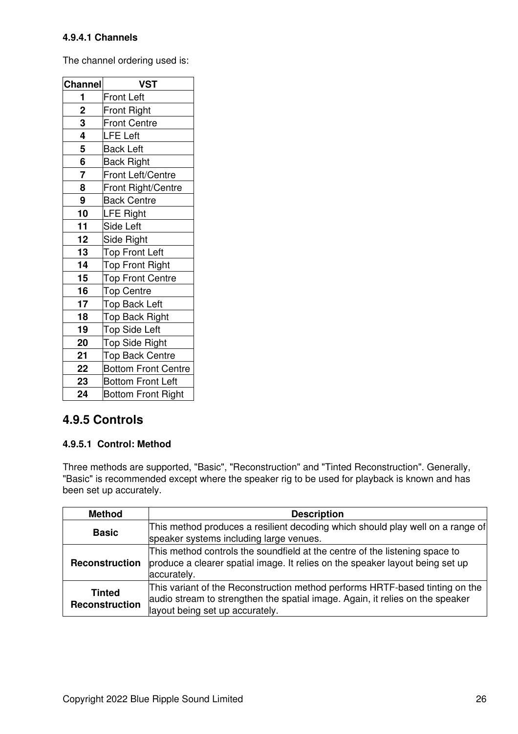#### 4.9.4.1 Channels

The channel ordering used is:

| Channel | VST |
| --- | --- |
| **1** | Front Left |
| **2** | Front Right |
| **3** | Front Centre |
| **4** | LFE Left |
| **5** | Back Left |
| **6** | Back Right |
| **7** | Front Left/Centre |
| **8** | Front Right/Centre |
| **9** | Back Centre |
| **10** | LFE Right |
| **11** | Side Left |
| **12** | Side Right |
| **13** | Top Front Left |
| **14** | Top Front Right |
| **15** | Top Front Centre |
| **16** | Top Centre |
| **17** | Top Back Left |
| **18** | Top Back Right |
| **19** | Top Side Left |
| **20** | Top Side Right |
| **21** | Top Back Centre |
| **22** | Bottom Front Centre |
| **23** | Bottom Front Left |
| **24** | Bottom Front Right |

### 4.9.5 Controls

#### 4.9.5.1 Control: Method

Three methods are supported, "Basic", "Reconstruction" and "Tinted Reconstruction". Generally, "Basic" is recommended except where the speaker rig to be used for playback is known and has been set up accurately.

| Method | Description |
| --- | --- |
| **Basic** | This method produces a resilient decoding which should play well on a range of speaker systems including large venues. |
| **Reconstruction** | This method controls the soundfield at the centre of the listening space to produce a clearer spatial image. It relies on the speaker layout being set up accurately. |
| **Tinted Reconstruction** | This variant of the Reconstruction method performs HRTF-based tinting on the audio stream to strengthen the spatial image. Again, it relies on the speaker layout being set up accurately. |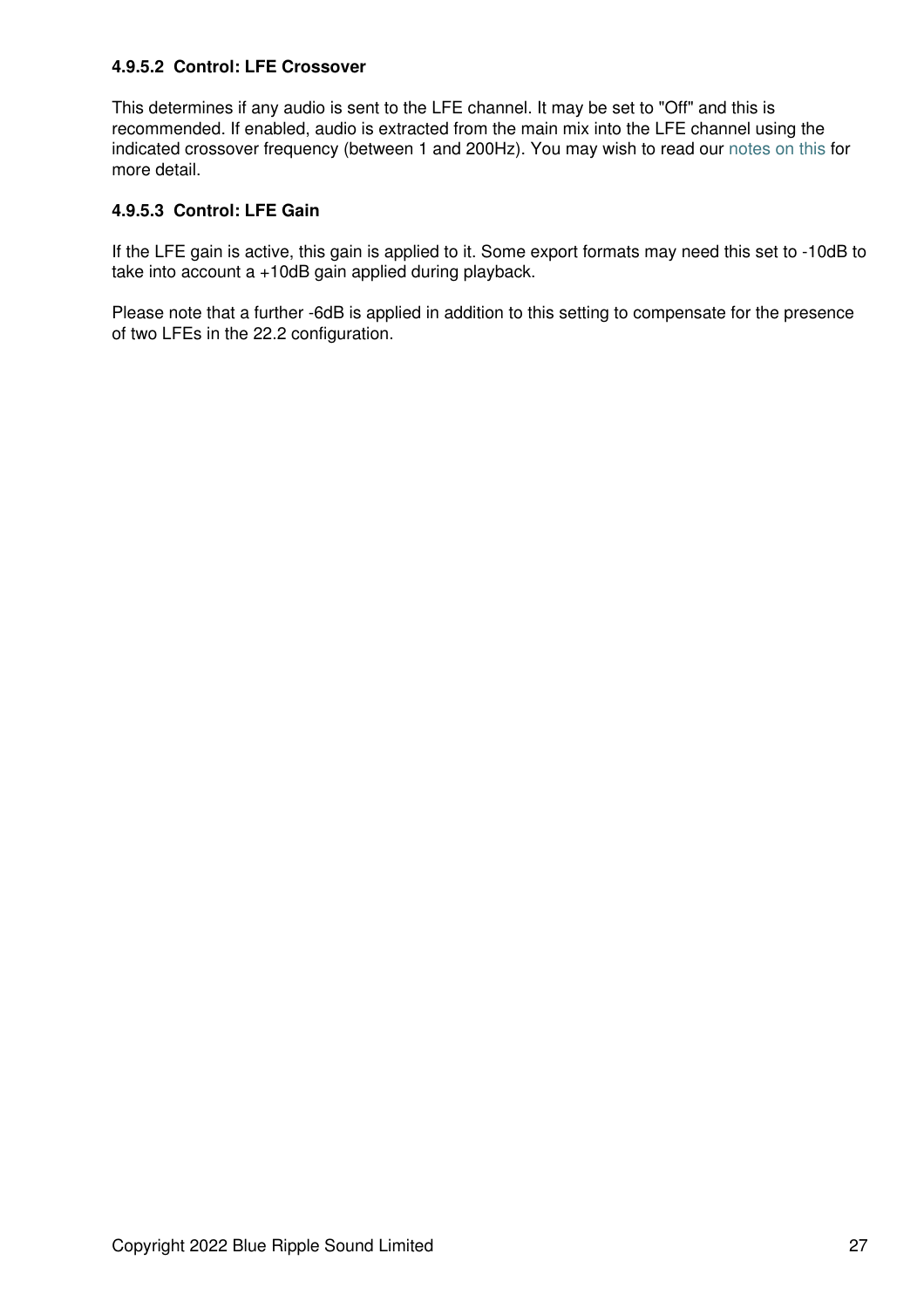#### 4.9.5.2 Control: LFE Crossover

This determines if any audio is sent to the LFE channel. It may be set to "Off" and this is recommended. If enabled, audio is extracted from the main mix into the LFE channel using the indicated crossover frequency (between 1 and 200Hz). You may wish to read our notes on this for more detail.

#### 4.9.5.3 Control: LFE Gain

If the LFE gain is active, this gain is applied to it. Some export formats may need this set to -10dB to take into account a +10dB gain applied during playback.

Please note that a further -6dB is applied in addition to this setting to compensate for the presence of two LFEs in the 22.2 configuration.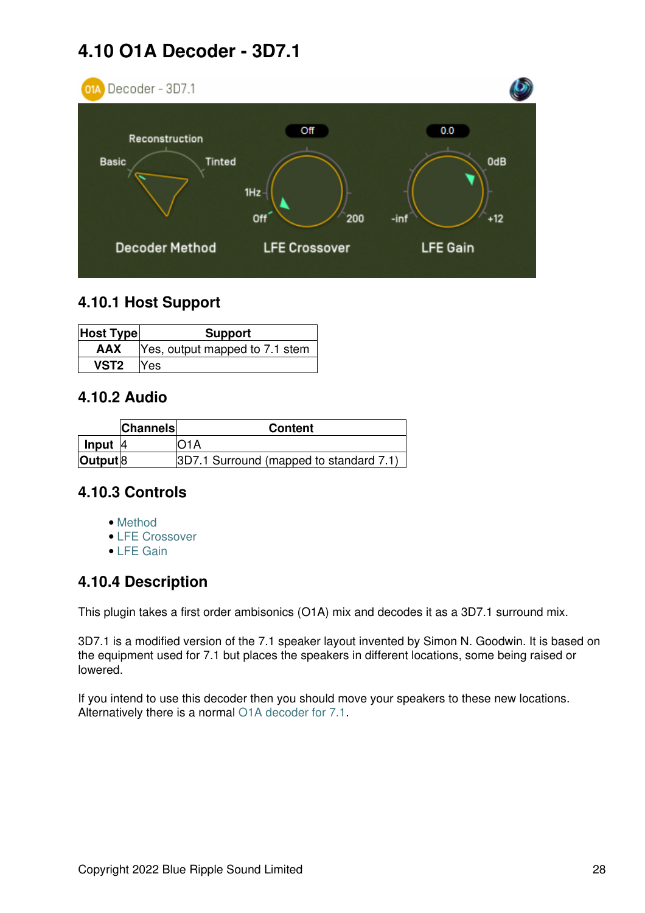## 4.10 O1A Decoder - 3D7.1

### 4.10.1 Host Support

| Host Type | Support |
|---|---|
| **AAX** | Yes, output mapped to 7.1 stem |
| **VST2** | Yes |

### 4.10.2 Audio

| | Channels | Content |
|---|---|---|
| **Input** | 4 | O1A |
| **Output** | 8 | 3D7.1 Surround (mapped to standard 7.1) |

### 4.10.3 Controls

- Method
- LFE Crossover
- LFE Gain

### 4.10.4 Description

This plugin takes a first order ambisonics (O1A) mix and decodes it as a 3D7.1 surround mix.

3D7.1 is a modified version of the 7.1 speaker layout invented by Simon N. Goodwin. It is based on the equipment used for 7.1 but places the speakers in different locations, some being raised or lowered.

If you intend to use this decoder then you should move your speakers to these new locations. Alternatively there is a normal O1A decoder for 7.1.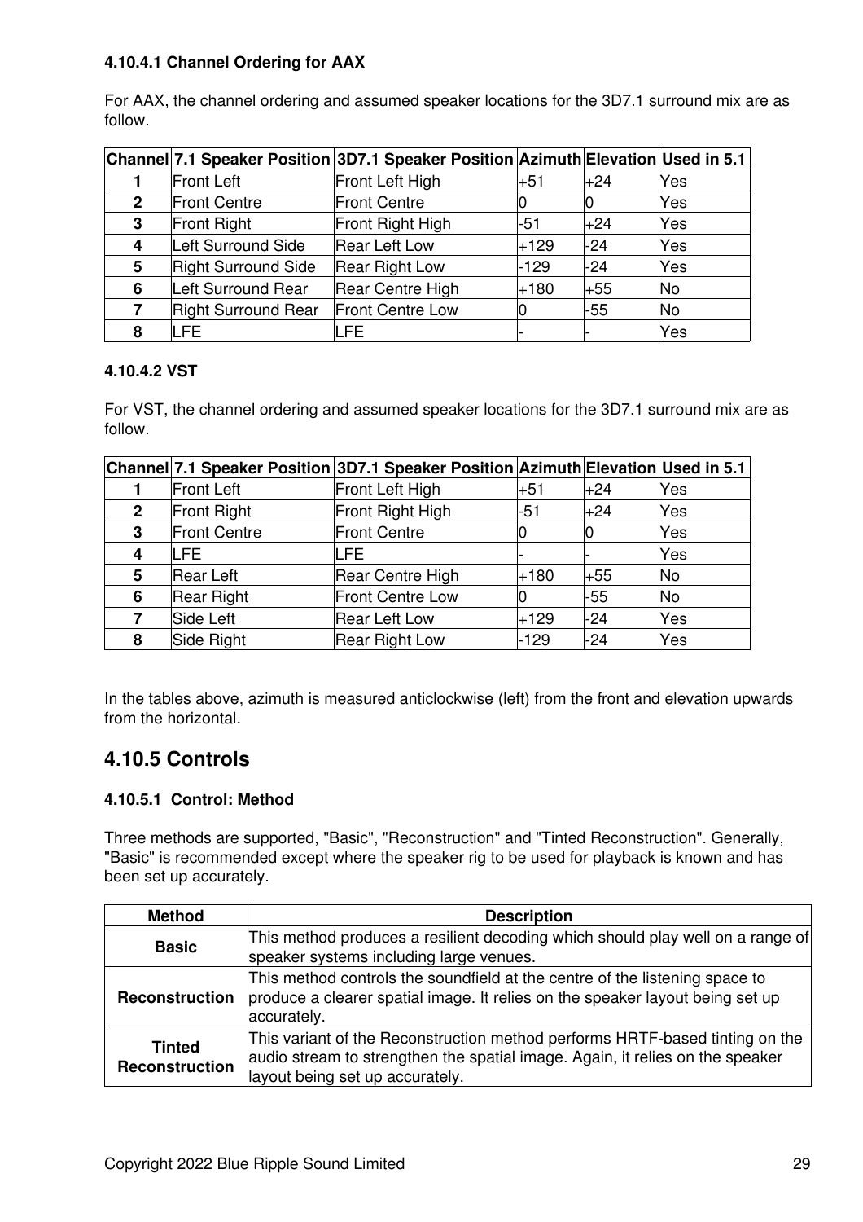#### 4.10.4.1 Channel Ordering for AAX

For AAX, the channel ordering and assumed speaker locations for the 3D7.1 surround mix are as follow.

| Channel | 7.1 Speaker Position | 3D7.1 Speaker Position | Azimuth | Elevation | Used in 5.1 |
|---|---|---|---|---|---|
| **1** | Front Left | Front Left High | +51 | +24 | Yes |
| **2** | Front Centre | Front Centre | 0 | 0 | Yes |
| **3** | Front Right | Front Right High | -51 | +24 | Yes |
| **4** | Left Surround Side | Rear Left Low | +129 | -24 | Yes |
| **5** | Right Surround Side | Rear Right Low | -129 | -24 | Yes |
| **6** | Left Surround Rear | Rear Centre High | +180 | +55 | No |
| **7** | Right Surround Rear | Front Centre Low | 0 | -55 | No |
| **8** | LFE | LFE | - | - | Yes |

#### 4.10.4.2 VST

For VST, the channel ordering and assumed speaker locations for the 3D7.1 surround mix are as follow.

| Channel | 7.1 Speaker Position | 3D7.1 Speaker Position | Azimuth | Elevation | Used in 5.1 |
|---|---|---|---|---|---|
| **1** | Front Left | Front Left High | +51 | +24 | Yes |
| **2** | Front Right | Front Right High | -51 | +24 | Yes |
| **3** | Front Centre | Front Centre | 0 | 0 | Yes |
| **4** | LFE | LFE | - | - | Yes |
| **5** | Rear Left | Rear Centre High | +180 | +55 | No |
| **6** | Rear Right | Front Centre Low | 0 | -55 | No |
| **7** | Side Left | Rear Left Low | +129 | -24 | Yes |
| **8** | Side Right | Rear Right Low | -129 | -24 | Yes |

In the tables above, azimuth is measured anticlockwise (left) from the front and elevation upwards from the horizontal.

## 4.10.5 Controls

#### 4.10.5.1 Control: Method

Three methods are supported, "Basic", "Reconstruction" and "Tinted Reconstruction". Generally, "Basic" is recommended except where the speaker rig to be used for playback is known and has been set up accurately.

| Method | Description |
|---|---|
| **Basic** | This method produces a resilient decoding which should play well on a range of speaker systems including large venues. |
| **Reconstruction** | This method controls the soundfield at the centre of the listening space to produce a clearer spatial image. It relies on the speaker layout being set up accurately. |
| **Tinted Reconstruction** | This variant of the Reconstruction method performs HRTF-based tinting on the audio stream to strengthen the spatial image. Again, it relies on the speaker layout being set up accurately. |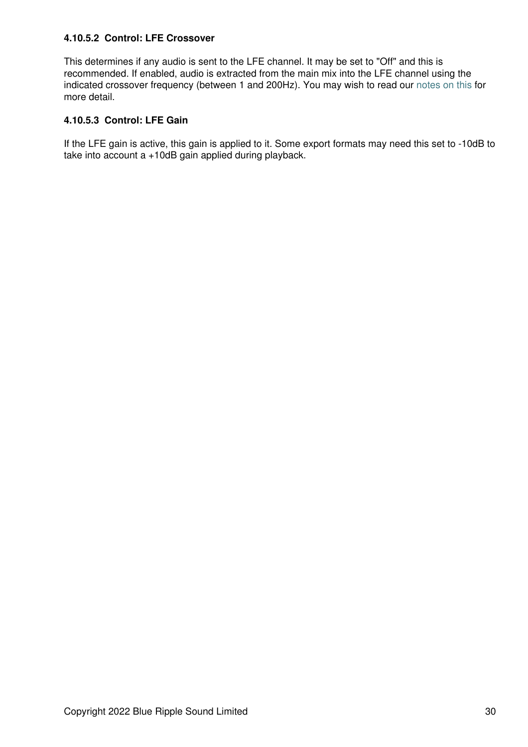#### 4.10.5.2 Control: LFE Crossover

This determines if any audio is sent to the LFE channel. It may be set to "Off" and this is recommended. If enabled, audio is extracted from the main mix into the LFE channel using the indicated crossover frequency (between 1 and 200Hz). You may wish to read our notes on this for more detail.

#### 4.10.5.3 Control: LFE Gain

If the LFE gain is active, this gain is applied to it. Some export formats may need this set to -10dB to take into account a +10dB gain applied during playback.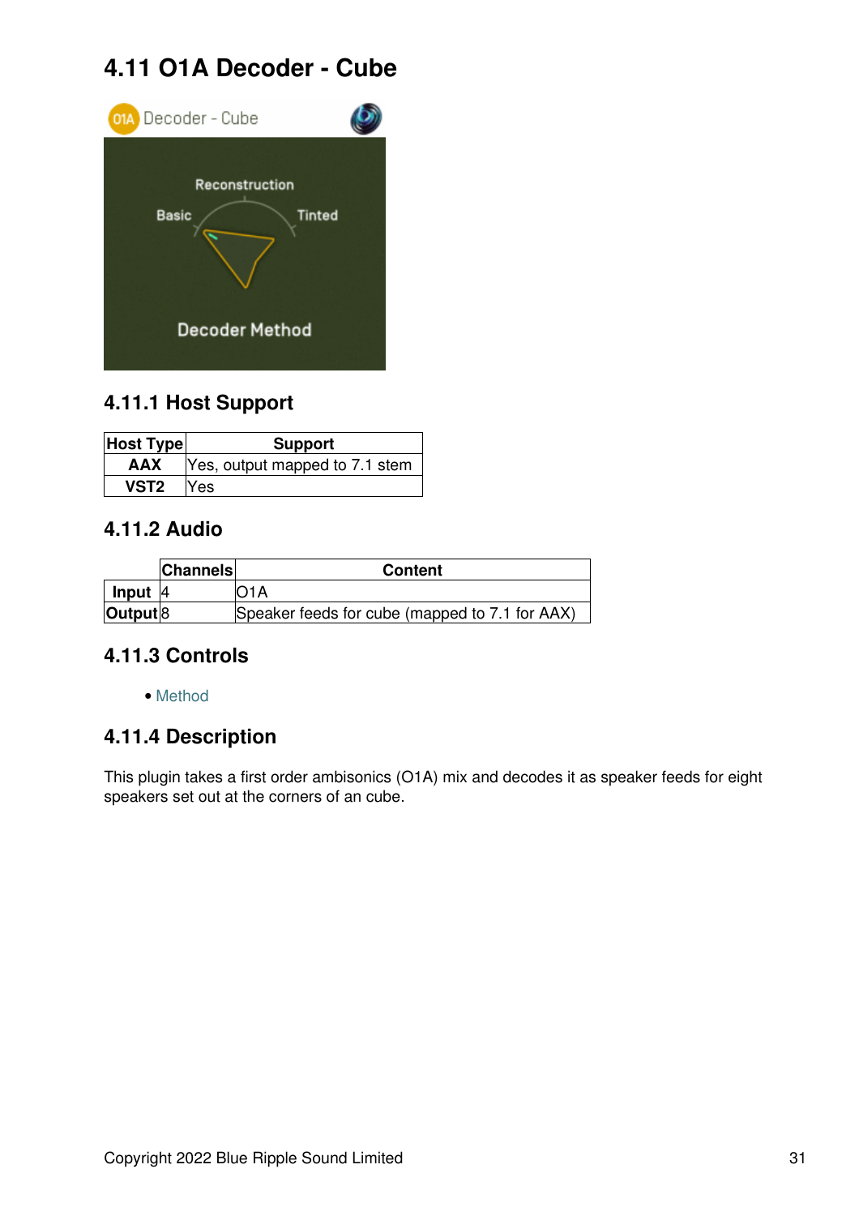# 4.11 O1A Decoder - Cube

## 4.11.1 Host Support

| Host Type | Support |
|---|---|
| AAX | Yes, output mapped to 7.1 stem |
| VST2 | Yes |

## 4.11.2 Audio

| | Channels | Content |
|---|---|---|
| Input | 4 | O1A |
| Output | 8 | Speaker feeds for cube (mapped to 7.1 for AAX) |

## 4.11.3 Controls

- Method

## 4.11.4 Description

This plugin takes a first order ambisonics (O1A) mix and decodes it as speaker feeds for eight speakers set out at the corners of an cube.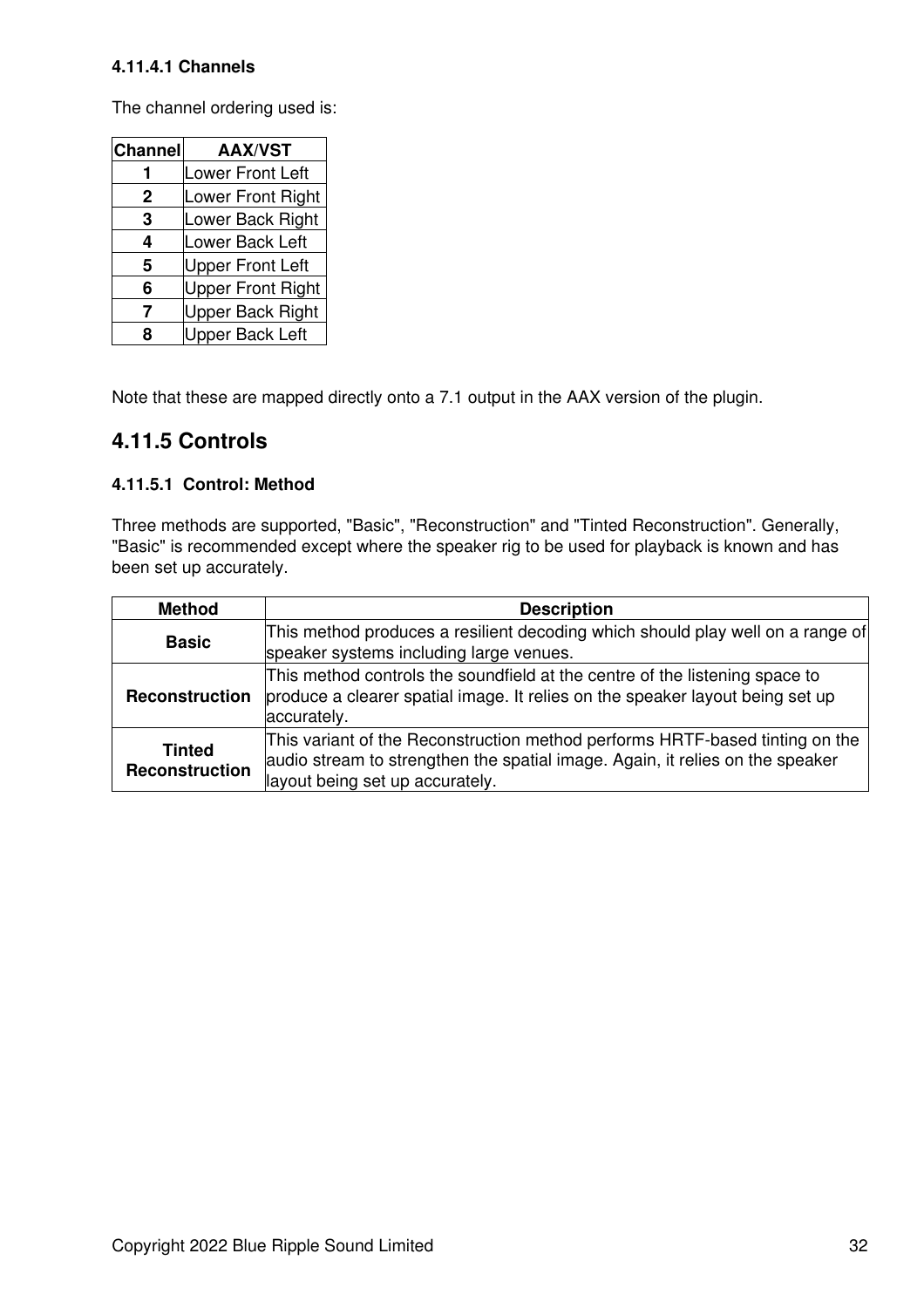#### 4.11.4.1 Channels

The channel ordering used is:

| Channel | AAX/VST |
|---|---|
| **1** | Lower Front Left |
| **2** | Lower Front Right |
| **3** | Lower Back Right |
| **4** | Lower Back Left |
| **5** | Upper Front Left |
| **6** | Upper Front Right |
| **7** | Upper Back Right |
| **8** | Upper Back Left |

Note that these are mapped directly onto a 7.1 output in the AAX version of the plugin.

### 4.11.5 Controls

#### 4.11.5.1 Control: Method

Three methods are supported, "Basic", "Reconstruction" and "Tinted Reconstruction". Generally, "Basic" is recommended except where the speaker rig to be used for playback is known and has been set up accurately.

| Method | Description |
|---|---|
| **Basic** | This method produces a resilient decoding which should play well on a range of speaker systems including large venues. |
| **Reconstruction** | This method controls the soundfield at the centre of the listening space to produce a clearer spatial image. It relies on the speaker layout being set up accurately. |
| **Tinted Reconstruction** | This variant of the Reconstruction method performs HRTF-based tinting on the audio stream to strengthen the spatial image. Again, it relies on the speaker layout being set up accurately. |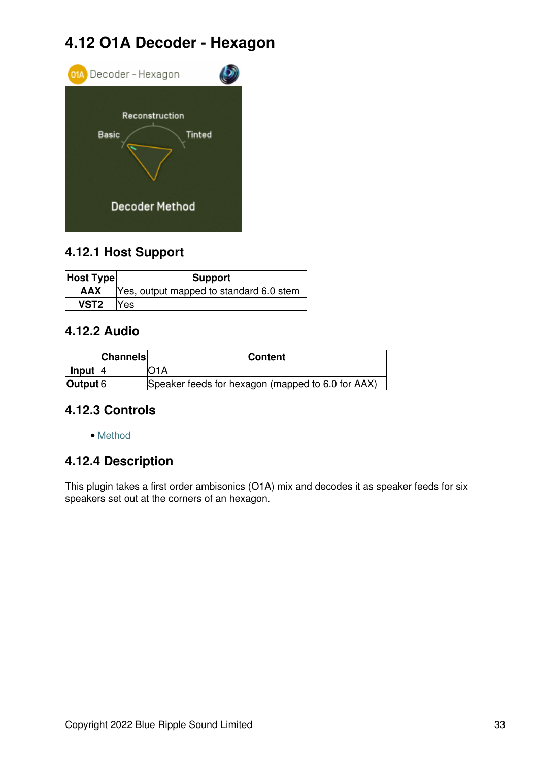# 4.12 O1A Decoder - Hexagon

## 4.12.1 Host Support

| Host Type | Support |
|---|---|
| AAX | Yes, output mapped to standard 6.0 stem |
| VST2 | Yes |

## 4.12.2 Audio

| | Channels | Content |
|---|---|---|
| Input | 4 | O1A |
| Output | 6 | Speaker feeds for hexagon (mapped to 6.0 for AAX) |

## 4.12.3 Controls

- Method

## 4.12.4 Description

This plugin takes a first order ambisonics (O1A) mix and decodes it as speaker feeds for six speakers set out at the corners of an hexagon.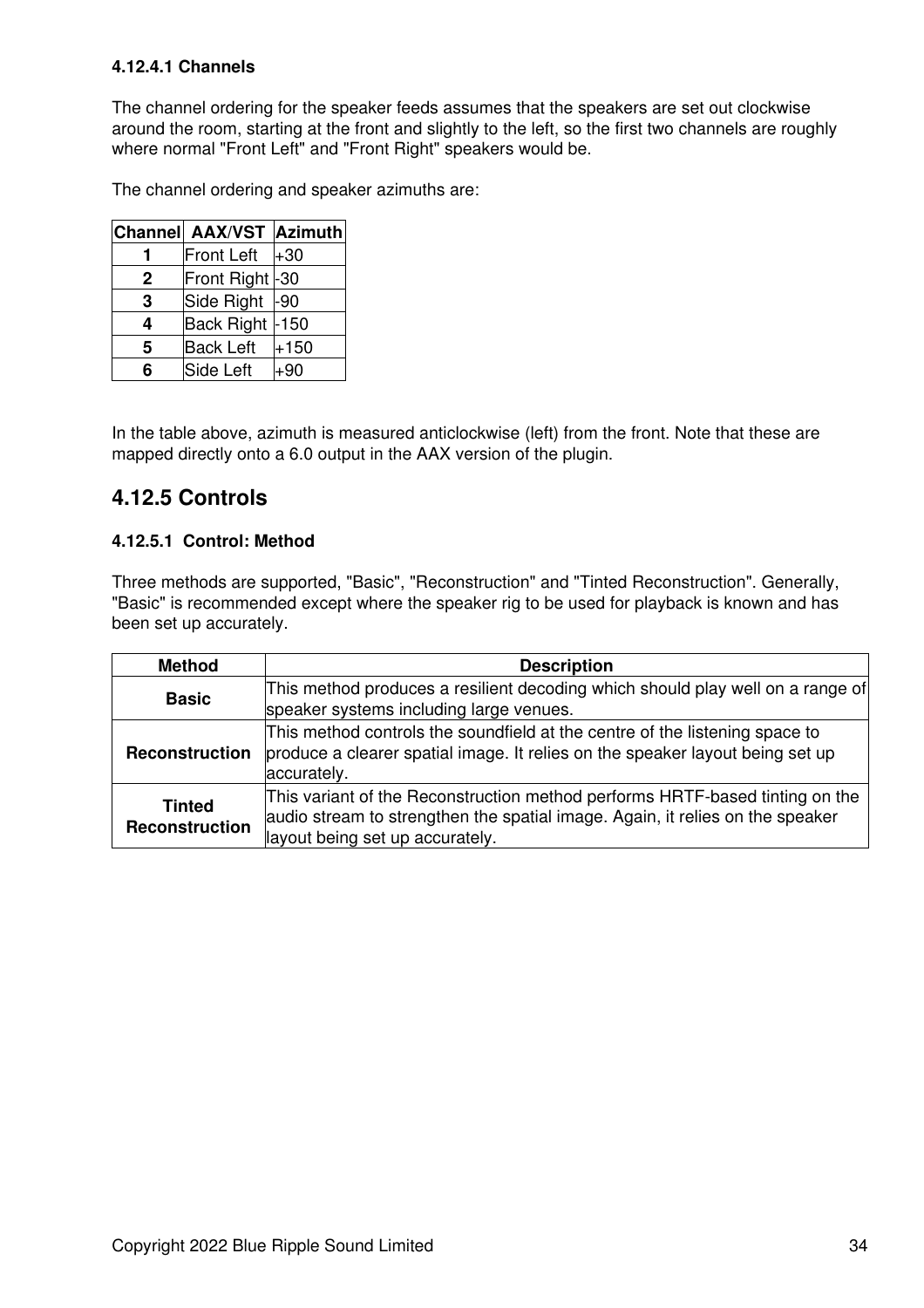#### 4.12.4.1 Channels

The channel ordering for the speaker feeds assumes that the speakers are set out clockwise around the room, starting at the front and slightly to the left, so the first two channels are roughly where normal "Front Left" and "Front Right" speakers would be.

The channel ordering and speaker azimuths are:

| Channel | AAX/VST | Azimuth |
|---|---|---|
| **1** | Front Left | +30 |
| **2** | Front Right | -30 |
| **3** | Side Right | -90 |
| **4** | Back Right | -150 |
| **5** | Back Left | +150 |
| **6** | Side Left | +90 |

In the table above, azimuth is measured anticlockwise (left) from the front. Note that these are mapped directly onto a 6.0 output in the AAX version of the plugin.

### 4.12.5 Controls

#### 4.12.5.1 Control: Method

Three methods are supported, "Basic", "Reconstruction" and "Tinted Reconstruction". Generally, "Basic" is recommended except where the speaker rig to be used for playback is known and has been set up accurately.

| Method | Description |
|---|---|
| **Basic** | This method produces a resilient decoding which should play well on a range of speaker systems including large venues. |
| **Reconstruction** | This method controls the soundfield at the centre of the listening space to produce a clearer spatial image. It relies on the speaker layout being set up accurately. |
| **Tinted Reconstruction** | This variant of the Reconstruction method performs HRTF-based tinting on the audio stream to strengthen the spatial image. Again, it relies on the speaker layout being set up accurately. |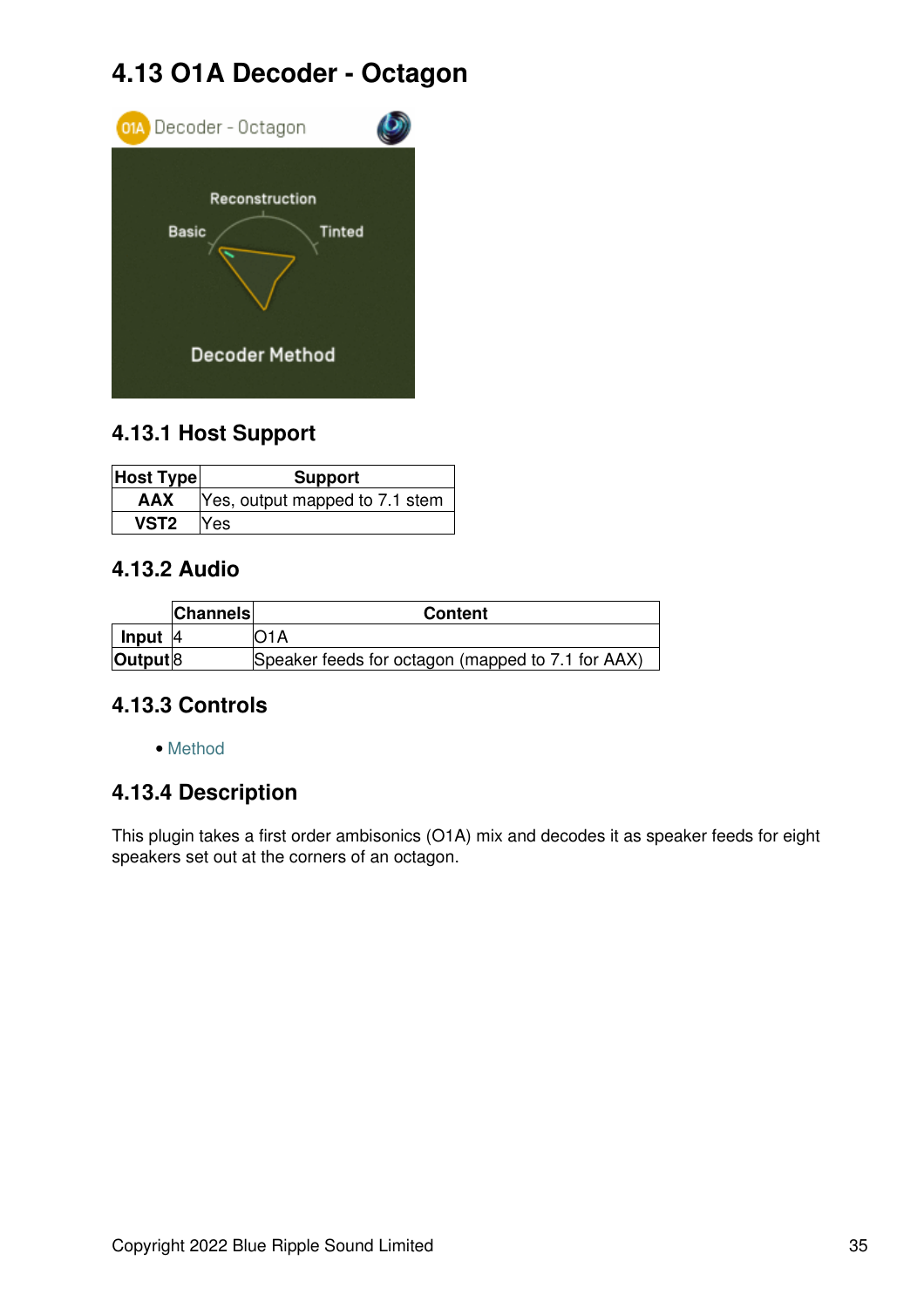# 4.13 O1A Decoder - Octagon

## 4.13.1 Host Support

| Host Type | Support |
| --- | --- |
| AAX | Yes, output mapped to 7.1 stem |
| VST2 | Yes |

## 4.13.2 Audio

| | Channels | Content |
| --- | --- | --- |
| Input | 4 | O1A |
| Output | 8 | Speaker feeds for octagon (mapped to 7.1 for AAX) |

## 4.13.3 Controls

- Method

## 4.13.4 Description

This plugin takes a first order ambisonics (O1A) mix and decodes it as speaker feeds for eight speakers set out at the corners of an octagon.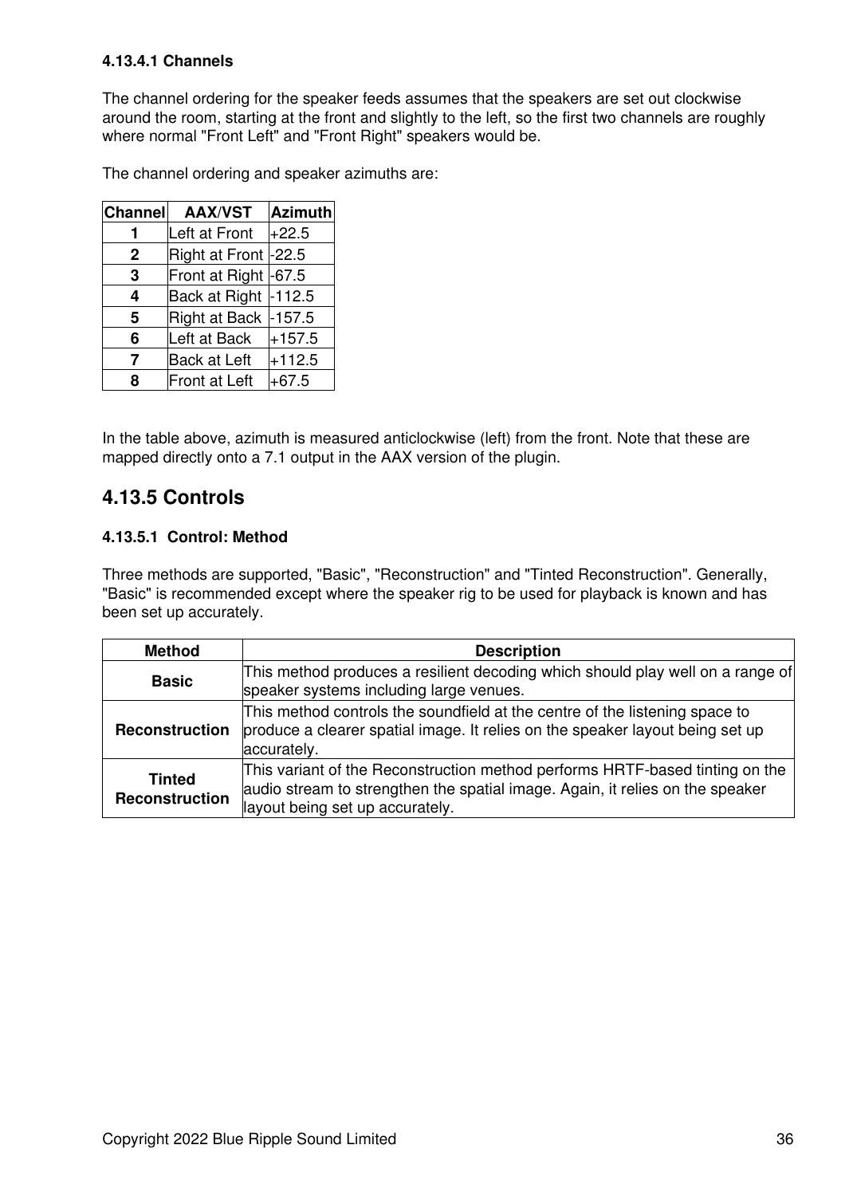#### 4.13.4.1 Channels

The channel ordering for the speaker feeds assumes that the speakers are set out clockwise around the room, starting at the front and slightly to the left, so the first two channels are roughly where normal "Front Left" and "Front Right" speakers would be.

The channel ordering and speaker azimuths are:

| Channel | AAX/VST | Azimuth |
|---|---|---|
| **1** | Left at Front | +22.5 |
| **2** | Right at Front | -22.5 |
| **3** | Front at Right | -67.5 |
| **4** | Back at Right | -112.5 |
| **5** | Right at Back | -157.5 |
| **6** | Left at Back | +157.5 |
| **7** | Back at Left | +112.5 |
| **8** | Front at Left | +67.5 |

In the table above, azimuth is measured anticlockwise (left) from the front. Note that these are mapped directly onto a 7.1 output in the AAX version of the plugin.

### 4.13.5 Controls

#### 4.13.5.1 Control: Method

Three methods are supported, "Basic", "Reconstruction" and "Tinted Reconstruction". Generally, "Basic" is recommended except where the speaker rig to be used for playback is known and has been set up accurately.

| Method | Description |
|---|---|
| **Basic** | This method produces a resilient decoding which should play well on a range of speaker systems including large venues. |
| **Reconstruction** | This method controls the soundfield at the centre of the listening space to produce a clearer spatial image. It relies on the speaker layout being set up accurately. |
| **Tinted Reconstruction** | This variant of the Reconstruction method performs HRTF-based tinting on the audio stream to strengthen the spatial image. Again, it relies on the speaker layout being set up accurately. |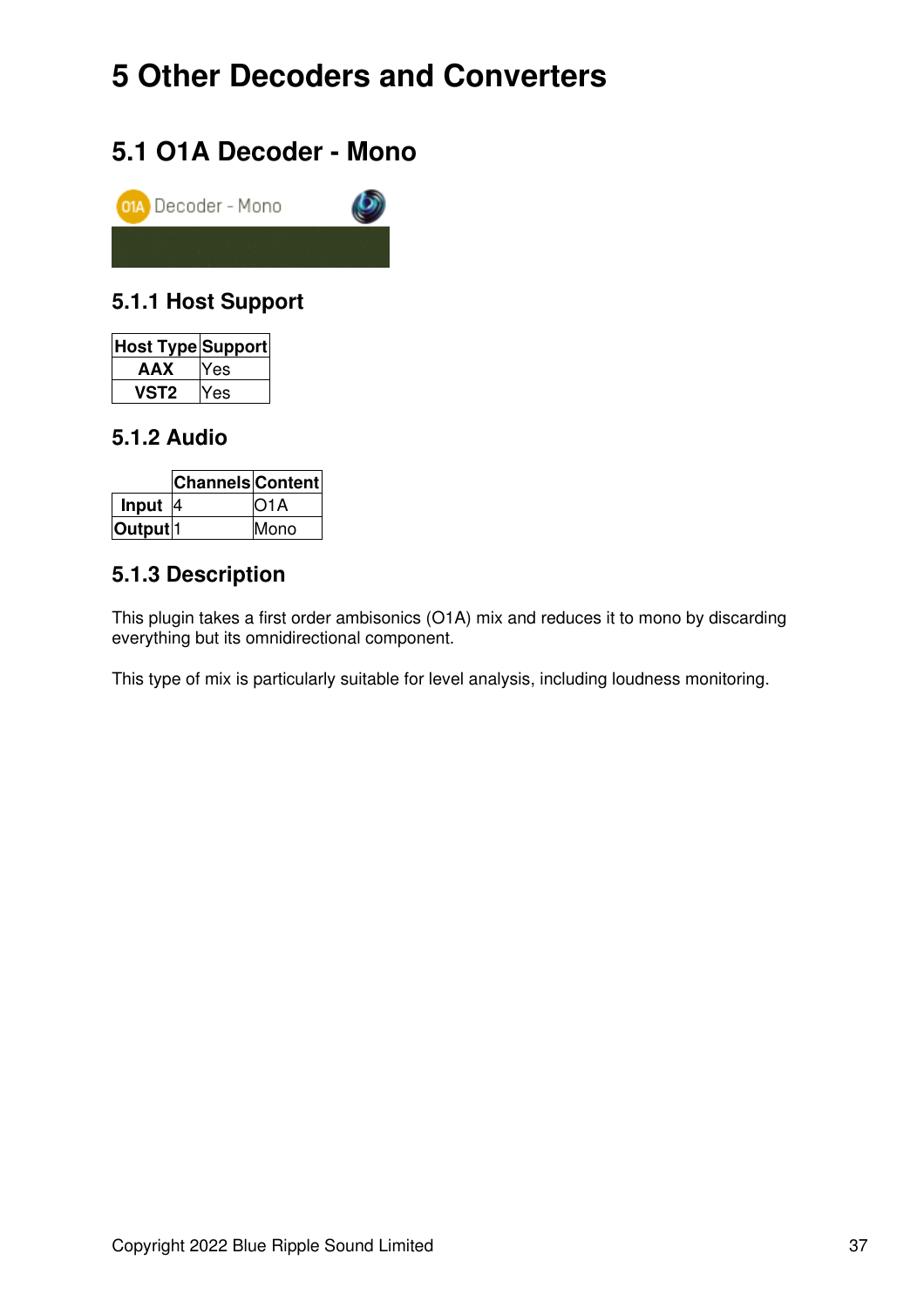# 5 Other Decoders and Converters

## 5.1 O1A Decoder - Mono

### 5.1.1 Host Support

| Host Type | Support |
|---|---|
| **AAX** | Yes |
| **VST2** | Yes |

### 5.1.2 Audio

| | Channels | Content |
|---|---|---|
| **Input** | 4 | O1A |
| **Output** | 1 | Mono |

### 5.1.3 Description

This plugin takes a first order ambisonics (O1A) mix and reduces it to mono by discarding everything but its omnidirectional component.

This type of mix is particularly suitable for level analysis, including loudness monitoring.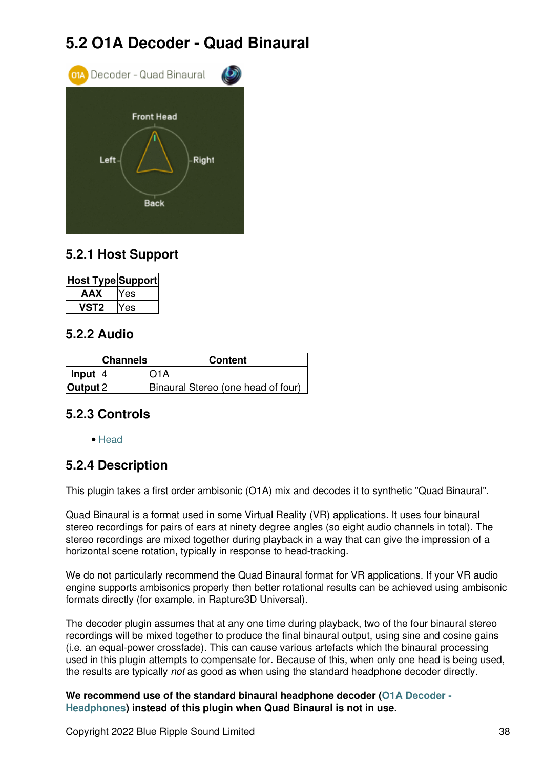## 5.2 O1A Decoder - Quad Binaural

### 5.2.1 Host Support

| Host Type | Support |
|---|---|
| AAX | Yes |
| VST2 | Yes |

### 5.2.2 Audio

| | Channels | Content |
|---|---|---|
| Input | 4 | O1A |
| Output | 2 | Binaural Stereo (one head of four) |

### 5.2.3 Controls

- Head

### 5.2.4 Description

This plugin takes a first order ambisonic (O1A) mix and decodes it to synthetic "Quad Binaural".

Quad Binaural is a format used in some Virtual Reality (VR) applications. It uses four binaural stereo recordings for pairs of ears at ninety degree angles (so eight audio channels in total). The stereo recordings are mixed together during playback in a way that can give the impression of a horizontal scene rotation, typically in response to head-tracking.

We do not particularly recommend the Quad Binaural format for VR applications. If your VR audio engine supports ambisonics properly then better rotational results can be achieved using ambisonic formats directly (for example, in Rapture3D Universal).

The decoder plugin assumes that at any one time during playback, two of the four binaural stereo recordings will be mixed together to produce the final binaural output, using sine and cosine gains (i.e. an equal-power crossfade). This can cause various artefacts which the binaural processing used in this plugin attempts to compensate for. Because of this, when only one head is being used, the results are typically *not* as good as when using the standard headphone decoder directly.

**We recommend use of the standard binaural headphone decoder (O1A Decoder - Headphones) instead of this plugin when Quad Binaural is not in use.**

Copyright 2022 Blue Ripple Sound Limited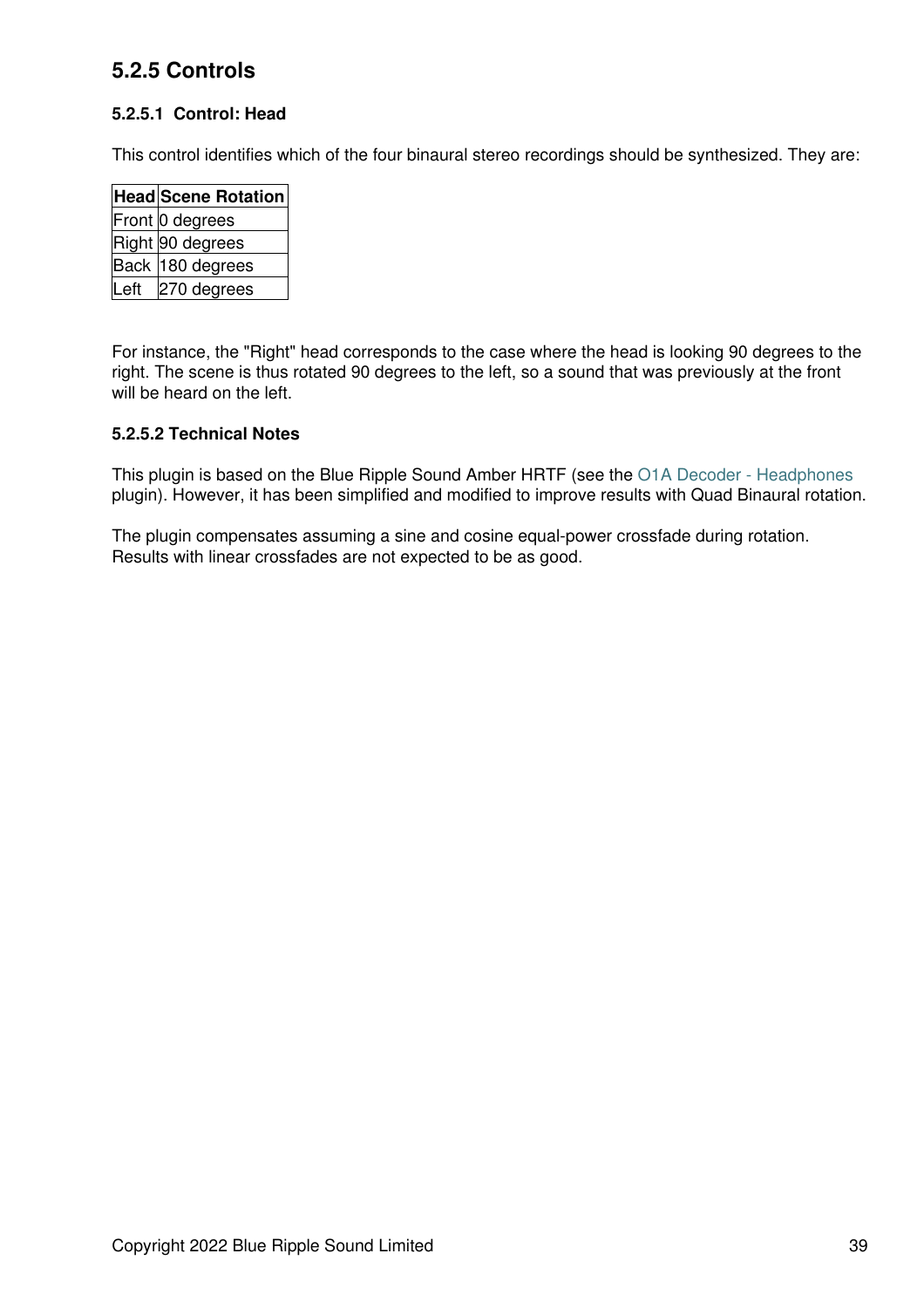## 5.2.5 Controls

### 5.2.5.1 Control: Head

This control identifies which of the four binaural stereo recordings should be synthesized. They are:

| Head | Scene Rotation |
| --- | --- |
| Front | 0 degrees |
| Right | 90 degrees |
| Back | 180 degrees |
| Left | 270 degrees |

For instance, the "Right" head corresponds to the case where the head is looking 90 degrees to the right. The scene is thus rotated 90 degrees to the left, so a sound that was previously at the front will be heard on the left.

### 5.2.5.2 Technical Notes

This plugin is based on the Blue Ripple Sound Amber HRTF (see the O1A Decoder - Headphones plugin). However, it has been simplified and modified to improve results with Quad Binaural rotation.

The plugin compensates assuming a sine and cosine equal-power crossfade during rotation. Results with linear crossfades are not expected to be as good.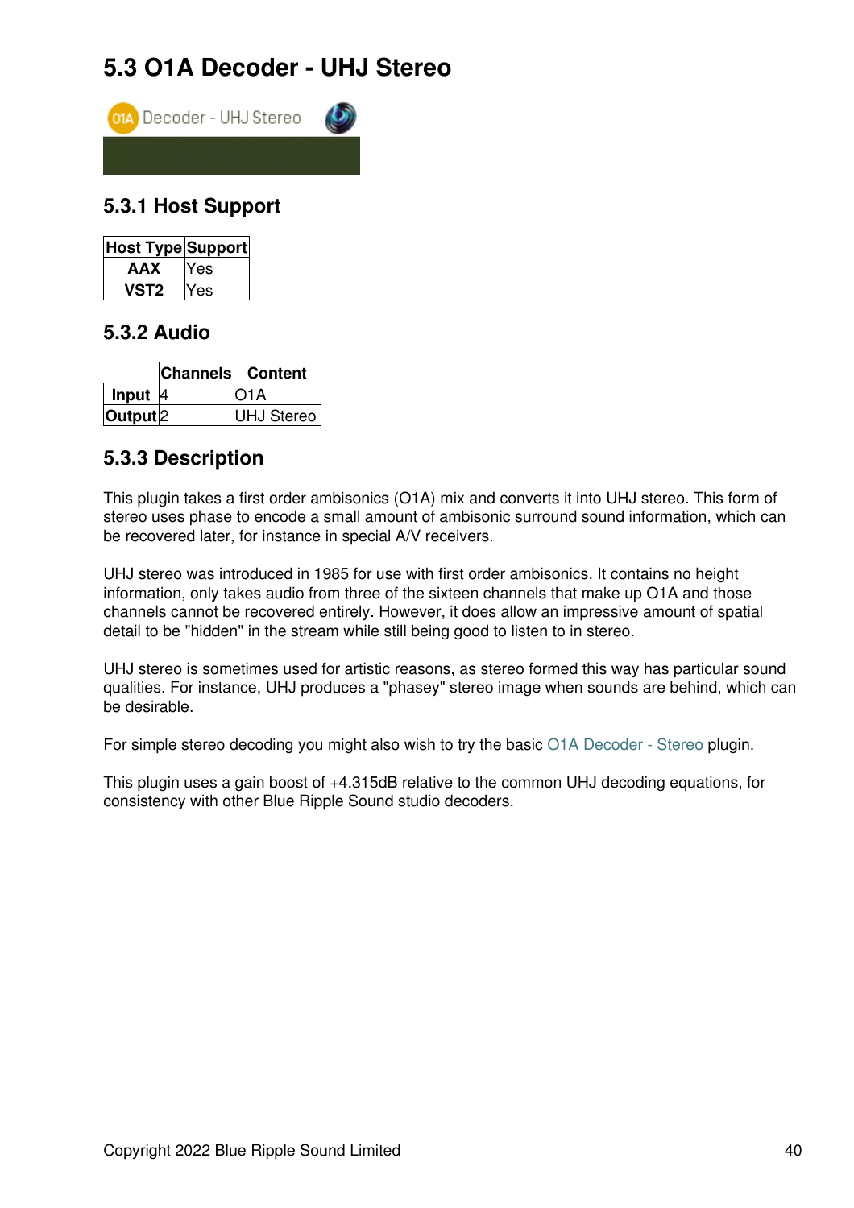# 5.3 O1A Decoder - UHJ Stereo

## 5.3.1 Host Support

| Host Type | Support |
|---|---|
| AAX | Yes |
| VST2 | Yes |

## 5.3.2 Audio

| | Channels | Content |
|---|---|---|
| Input | 4 | O1A |
| Output | 2 | UHJ Stereo |

## 5.3.3 Description

This plugin takes a first order ambisonics (O1A) mix and converts it into UHJ stereo. This form of stereo uses phase to encode a small amount of ambisonic surround sound information, which can be recovered later, for instance in special A/V receivers.

UHJ stereo was introduced in 1985 for use with first order ambisonics. It contains no height information, only takes audio from three of the sixteen channels that make up O1A and those channels cannot be recovered entirely. However, it does allow an impressive amount of spatial detail to be "hidden" in the stream while still being good to listen to in stereo.

UHJ stereo is sometimes used for artistic reasons, as stereo formed this way has particular sound qualities. For instance, UHJ produces a "phasey" stereo image when sounds are behind, which can be desirable.

For simple stereo decoding you might also wish to try the basic O1A Decoder - Stereo plugin.

This plugin uses a gain boost of +4.315dB relative to the common UHJ decoding equations, for consistency with other Blue Ripple Sound studio decoders.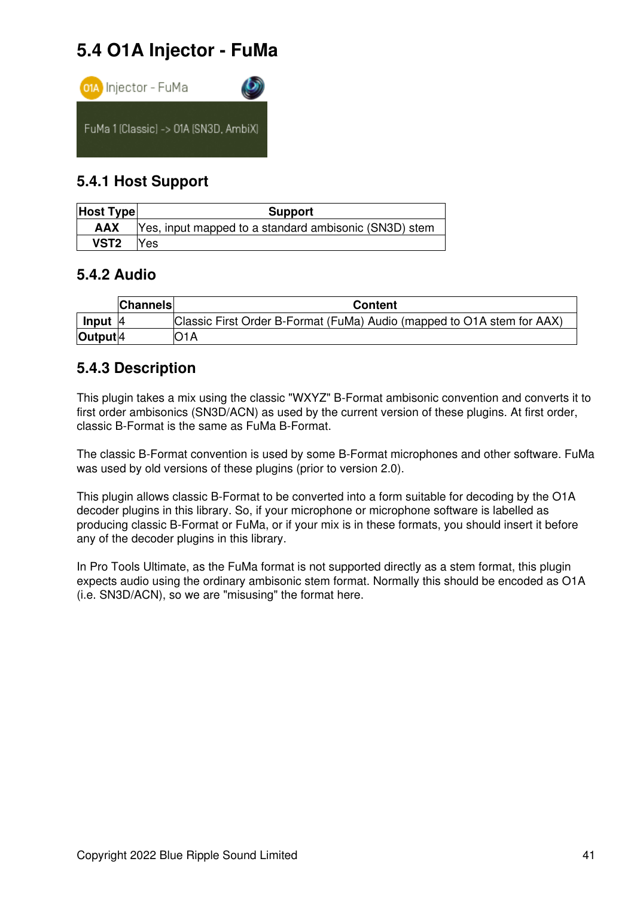# 5.4 O1A Injector - FuMa

## 5.4.1 Host Support

| Host Type | Support |
|---|---|
| AAX | Yes, input mapped to a standard ambisonic (SN3D) stem |
| VST2 | Yes |

## 5.4.2 Audio

| | Channels | Content |
|---|---|---|
| Input | 4 | Classic First Order B-Format (FuMa) Audio (mapped to O1A stem for AAX) |
| Output | 4 | O1A |

## 5.4.3 Description

This plugin takes a mix using the classic "WXYZ" B-Format ambisonic convention and converts it to first order ambisonics (SN3D/ACN) as used by the current version of these plugins. At first order, classic B-Format is the same as FuMa B-Format.

The classic B-Format convention is used by some B-Format microphones and other software. FuMa was used by old versions of these plugins (prior to version 2.0).

This plugin allows classic B-Format to be converted into a form suitable for decoding by the O1A decoder plugins in this library. So, if your microphone or microphone software is labelled as producing classic B-Format or FuMa, or if your mix is in these formats, you should insert it before any of the decoder plugins in this library.

In Pro Tools Ultimate, as the FuMa format is not supported directly as a stem format, this plugin expects audio using the ordinary ambisonic stem format. Normally this should be encoded as O1A (i.e. SN3D/ACN), so we are "misusing" the format here.